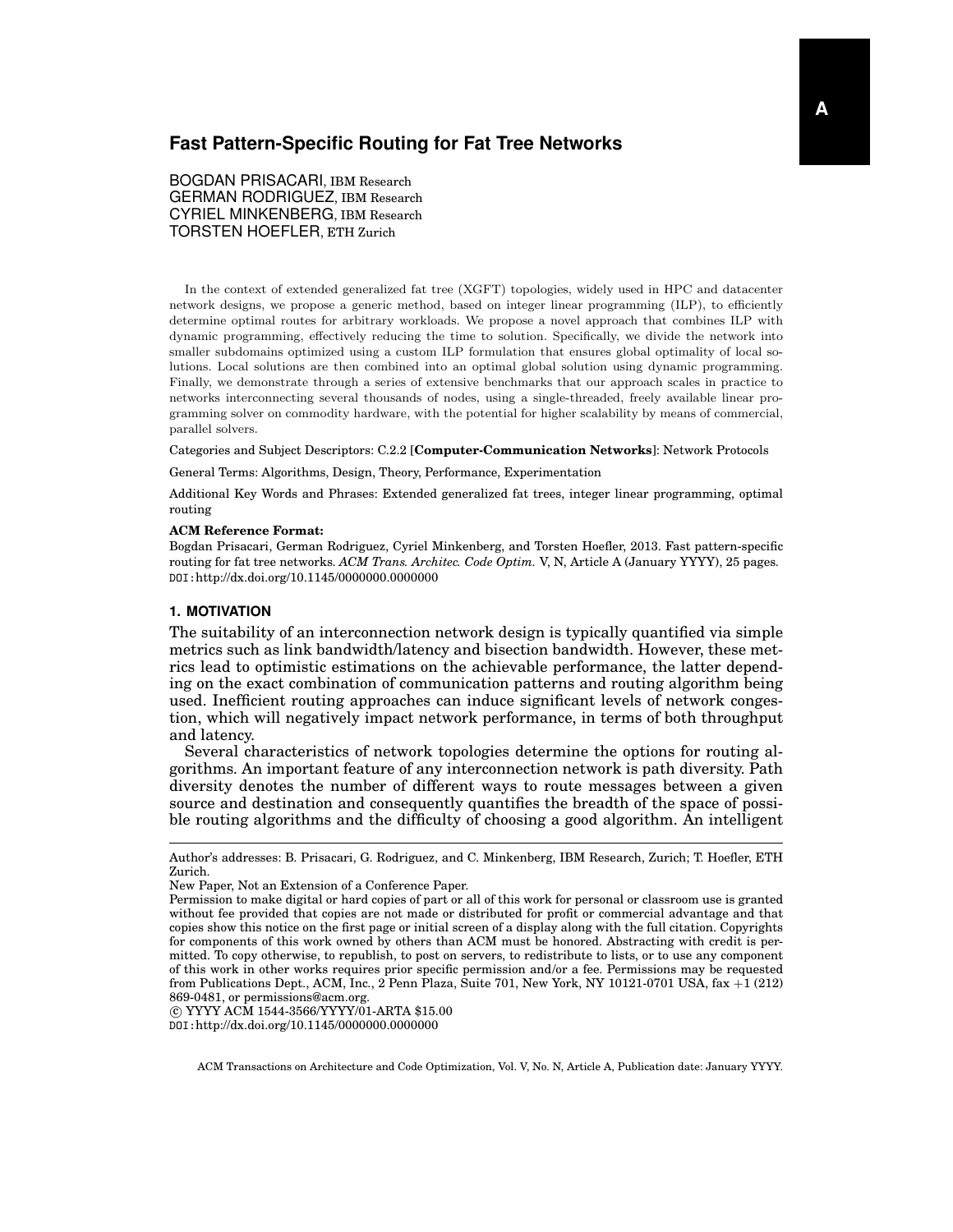# Fast Pattern-Specific Routing for Fat Tree Networks

BOGDAN PRISACARI, IBM Research
GERMAN RODRIGUEZ, IBM Research
CYRIEL MINKENBERG, IBM Research
TORSTEN HOEFLER, ETH Zurich

In the context of extended generalized fat tree (XGFT) topologies, widely used in HPC and datacenter network designs, we propose a generic method, based on integer linear programming (ILP), to efficiently determine optimal routes for arbitrary workloads. We propose a novel approach that combines ILP with dynamic programming, effectively reducing the time to solution. Specifically, we divide the network into smaller subdomains optimized using a custom ILP formulation that ensures global optimality of local solutions. Local solutions are then combined into an optimal global solution using dynamic programming. Finally, we demonstrate through a series of extensive benchmarks that our approach scales in practice to networks interconnecting several thousands of nodes, using a single-threaded, freely available linear programming solver on commodity hardware, with the potential for higher scalability by means of commercial, parallel solvers.

Categories and Subject Descriptors: C.2.2 [**Computer-Communication Networks**]: Network Protocols

General Terms: Algorithms, Design, Theory, Performance, Experimentation

Additional Key Words and Phrases: Extended generalized fat trees, integer linear programming, optimal routing

**ACM Reference Format:**
Bogdan Prisacari, German Rodriguez, Cyriel Minkenberg, and Torsten Hoefler, 2013. Fast pattern-specific routing for fat tree networks. *ACM Trans. Architec. Code Optim.* V, N, Article A (January YYYY), 25 pages.
DOI:http://dx.doi.org/10.1145/0000000.0000000

## 1. MOTIVATION

The suitability of an interconnection network design is typically quantified via simple metrics such as link bandwidth/latency and bisection bandwidth. However, these metrics lead to optimistic estimations on the achievable performance, the latter depending on the exact combination of communication patterns and routing algorithm being used. Inefficient routing approaches can induce significant levels of network congestion, which will negatively impact network performance, in terms of both throughput and latency.

Several characteristics of network topologies determine the options for routing algorithms. An important feature of any interconnection network is path diversity. Path diversity denotes the number of different ways to route messages between a given source and destination and consequently quantifies the breadth of the space of possible routing algorithms and the difficulty of choosing a good algorithm. An intelligent

---

Author's addresses: B. Prisacari, G. Rodriguez, and C. Minkenberg, IBM Research, Zurich; T. Hoefler, ETH Zurich.
New Paper, Not an Extension of a Conference Paper.
Permission to make digital or hard copies of part or all of this work for personal or classroom use is granted without fee provided that copies are not made or distributed for profit or commercial advantage and that copies show this notice on the first page or initial screen of a display along with the full citation. Copyrights for components of this work owned by others than ACM must be honored. Abstracting with credit is permitted. To copy otherwise, to republish, to post on servers, to redistribute to lists, or to use any component of this work in other works requires prior specific permission and/or a fee. Permissions may be requested from Publications Dept., ACM, Inc., 2 Penn Plaza, Suite 701, New York, NY 10121-0701 USA, fax +1 (212) 869-0481, or permissions@acm.org.
© YYYY ACM 1544-3566/YYYY/01-ARTA $15.00
DOI:http://dx.doi.org/10.1145/0000000.0000000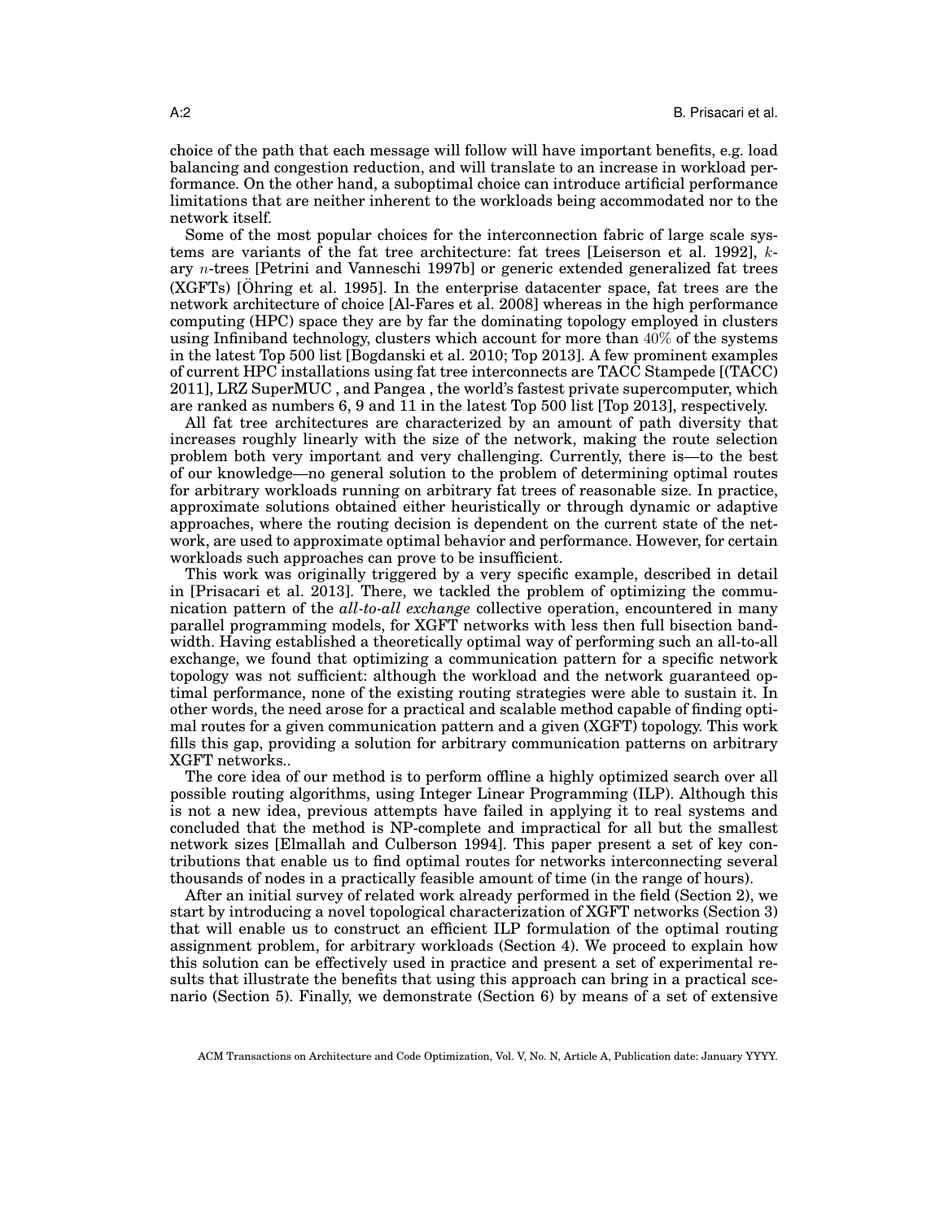choice of the path that each message will follow will have important benefits, e.g. load balancing and congestion reduction, and will translate to an increase in workload performance. On the other hand, a suboptimal choice can introduce artificial performance limitations that are neither inherent to the workloads being accommodated nor to the network itself.

Some of the most popular choices for the interconnection fabric of large scale systems are variants of the fat tree architecture: fat trees [Leiserson et al. 1992], $k$-ary $n$-trees [Petrini and Vanneschi 1997b] or generic extended generalized fat trees (XGFTs) [Öhring et al. 1995]. In the enterprise datacenter space, fat trees are the network architecture of choice [Al-Fares et al. 2008] whereas in the high performance computing (HPC) space they are by far the dominating topology employed in clusters using Infiniband technology, clusters which account for more than $40\%$ of the systems in the latest Top 500 list [Bogdanski et al. 2010; Top 2013]. A few prominent examples of current HPC installations using fat tree interconnects are TACC Stampede [(TACC) 2011], LRZ SuperMUC , and Pangea , the world's fastest private supercomputer, which are ranked as numbers 6, 9 and 11 in the latest Top 500 list [Top 2013], respectively.

All fat tree architectures are characterized by an amount of path diversity that increases roughly linearly with the size of the network, making the route selection problem both very important and very challenging. Currently, there is—to the best of our knowledge—no general solution to the problem of determining optimal routes for arbitrary workloads running on arbitrary fat trees of reasonable size. In practice, approximate solutions obtained either heuristically or through dynamic or adaptive approaches, where the routing decision is dependent on the current state of the network, are used to approximate optimal behavior and performance. However, for certain workloads such approaches can prove to be insufficient.

This work was originally triggered by a very specific example, described in detail in [Prisacari et al. 2013]. There, we tackled the problem of optimizing the communication pattern of the *all-to-all exchange* collective operation, encountered in many parallel programming models, for XGFT networks with less then full bisection bandwidth. Having established a theoretically optimal way of performing such an all-to-all exchange, we found that optimizing a communication pattern for a specific network topology was not sufficient: although the workload and the network guaranteed optimal performance, none of the existing routing strategies were able to sustain it. In other words, the need arose for a practical and scalable method capable of finding optimal routes for a given communication pattern and a given (XGFT) topology. This work fills this gap, providing a solution for arbitrary communication patterns on arbitrary XGFT networks..

The core idea of our method is to perform offline a highly optimized search over all possible routing algorithms, using Integer Linear Programming (ILP). Although this is not a new idea, previous attempts have failed in applying it to real systems and concluded that the method is NP-complete and impractical for all but the smallest network sizes [Elmallah and Culberson 1994]. This paper present a set of key contributions that enable us to find optimal routes for networks interconnecting several thousands of nodes in a practically feasible amount of time (in the range of hours).

After an initial survey of related work already performed in the field (Section 2), we start by introducing a novel topological characterization of XGFT networks (Section 3) that will enable us to construct an efficient ILP formulation of the optimal routing assignment problem, for arbitrary workloads (Section 4). We proceed to explain how this solution can be effectively used in practice and present a set of experimental results that illustrate the benefits that using this approach can bring in a practical scenario (Section 5). Finally, we demonstrate (Section 6) by means of a set of extensive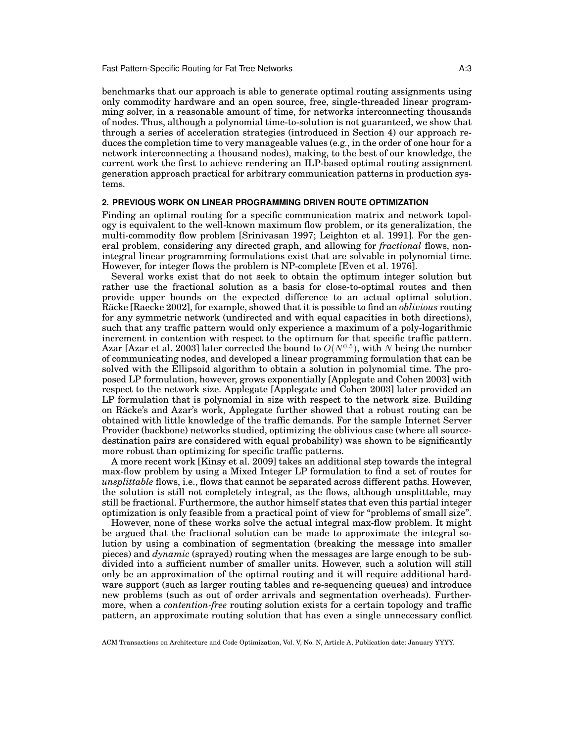benchmarks that our approach is able to generate optimal routing assignments using only commodity hardware and an open source, free, single-threaded linear programming solver, in a reasonable amount of time, for networks interconnecting thousands of nodes. Thus, although a polynomial time-to-solution is not guaranteed, we show that through a series of acceleration strategies (introduced in Section 4) our approach reduces the completion time to very manageable values (e.g., in the order of one hour for a network interconnecting a thousand nodes), making, to the best of our knowledge, the current work the first to achieve rendering an ILP-based optimal routing assignment generation approach practical for arbitrary communication patterns in production systems.

## 2. PREVIOUS WORK ON LINEAR PROGRAMMING DRIVEN ROUTE OPTIMIZATION

Finding an optimal routing for a specific communication matrix and network topology is equivalent to the well-known maximum flow problem, or its generalization, the multi-commodity flow problem [Srinivasan 1997; Leighton et al. 1991]. For the general problem, considering any directed graph, and allowing for *fractional* flows, non-integral linear programming formulations exist that are solvable in polynomial time. However, for integer flows the problem is NP-complete [Even et al. 1976].

Several works exist that do not seek to obtain the optimum integer solution but rather use the fractional solution as a basis for close-to-optimal routes and then provide upper bounds on the expected difference to an actual optimal solution. Räcke [Raecke 2002], for example, showed that it is possible to find an *oblivious* routing for any symmetric network (undirected and with equal capacities in both directions), such that any traffic pattern would only experience a maximum of a poly-logarithmic increment in contention with respect to the optimum for that specific traffic pattern. Azar [Azar et al. 2003] later corrected the bound to $O(N^{0.5})$, with $N$ being the number of communicating nodes, and developed a linear programming formulation that can be solved with the Ellipsoid algorithm to obtain a solution in polynomial time. The proposed LP formulation, however, grows exponentially [Applegate and Cohen 2003] with respect to the network size. Applegate [Applegate and Cohen 2003] later provided an LP formulation that is polynomial in size with respect to the network size. Building on Räcke's and Azar's work, Applegate further showed that a robust routing can be obtained with little knowledge of the traffic demands. For the sample Internet Server Provider (backbone) networks studied, optimizing the oblivious case (where all source-destination pairs are considered with equal probability) was shown to be significantly more robust than optimizing for specific traffic patterns.

A more recent work [Kinsy et al. 2009] takes an additional step towards the integral max-flow problem by using a Mixed Integer LP formulation to find a set of routes for *unsplittable* flows, i.e., flows that cannot be separated across different paths. However, the solution is still not completely integral, as the flows, although unsplittable, may still be fractional. Furthermore, the author himself states that even this partial integer optimization is only feasible from a practical point of view for "problems of small size".

However, none of these works solve the actual integral max-flow problem. It might be argued that the fractional solution can be made to approximate the integral solution by using a combination of segmentation (breaking the message into smaller pieces) and *dynamic* (sprayed) routing when the messages are large enough to be subdivided into a sufficient number of smaller units. However, such a solution will still only be an approximation of the optimal routing and it will require additional hardware support (such as larger routing tables and re-sequencing queues) and introduce new problems (such as out of order arrivals and segmentation overheads). Furthermore, when a *contention-free* routing solution exists for a certain topology and traffic pattern, an approximate routing solution that has even a single unnecessary conflict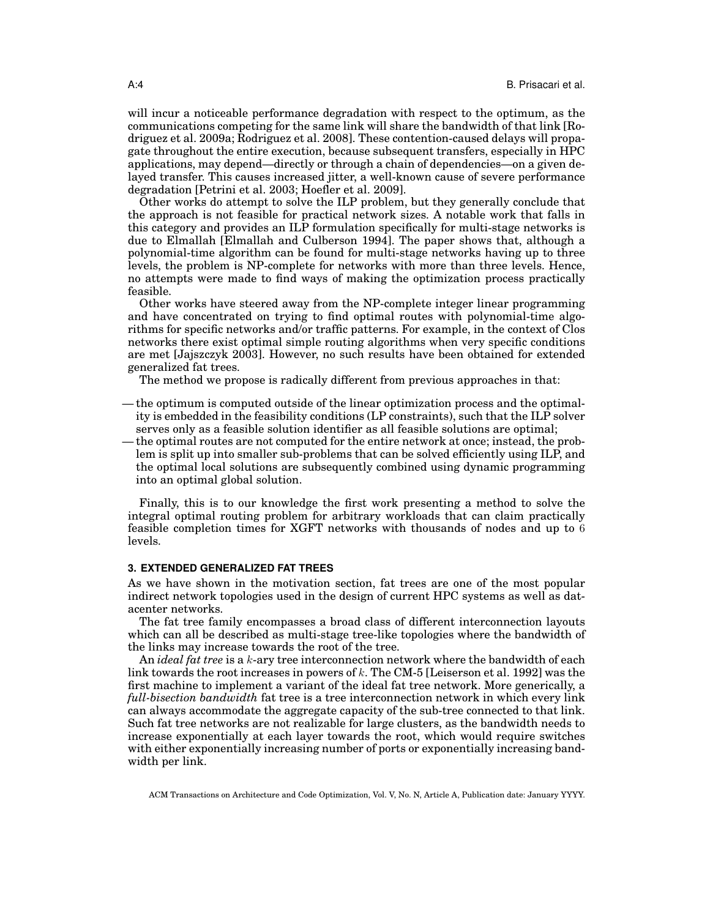will incur a noticeable performance degradation with respect to the optimum, as the communications competing for the same link will share the bandwidth of that link [Rodriguez et al. 2009a; Rodriguez et al. 2008]. These contention-caused delays will propagate throughout the entire execution, because subsequent transfers, especially in HPC applications, may depend—directly or through a chain of dependencies—on a given delayed transfer. This causes increased jitter, a well-known cause of severe performance degradation [Petrini et al. 2003; Hoefler et al. 2009].

Other works do attempt to solve the ILP problem, but they generally conclude that the approach is not feasible for practical network sizes. A notable work that falls in this category and provides an ILP formulation specifically for multi-stage networks is due to Elmallah [Elmallah and Culberson 1994]. The paper shows that, although a polynomial-time algorithm can be found for multi-stage networks having up to three levels, the problem is NP-complete for networks with more than three levels. Hence, no attempts were made to find ways of making the optimization process practically feasible.

Other works have steered away from the NP-complete integer linear programming and have concentrated on trying to find optimal routes with polynomial-time algorithms for specific networks and/or traffic patterns. For example, in the context of Clos networks there exist optimal simple routing algorithms when very specific conditions are met [Jajszczyk 2003]. However, no such results have been obtained for extended generalized fat trees.

The method we propose is radically different from previous approaches in that:

— the optimum is computed outside of the linear optimization process and the optimality is embedded in the feasibility conditions (LP constraints), such that the ILP solver serves only as a feasible solution identifier as all feasible solutions are optimal;
— the optimal routes are not computed for the entire network at once; instead, the problem is split up into smaller sub-problems that can be solved efficiently using ILP, and the optimal local solutions are subsequently combined using dynamic programming into an optimal global solution.

Finally, this is to our knowledge the first work presenting a method to solve the integral optimal routing problem for arbitrary workloads that can claim practically feasible completion times for XGFT networks with thousands of nodes and up to $6$ levels.

## 3. EXTENDED GENERALIZED FAT TREES

As we have shown in the motivation section, fat trees are one of the most popular indirect network topologies used in the design of current HPC systems as well as datacenter networks.

The fat tree family encompasses a broad class of different interconnection layouts which can all be described as multi-stage tree-like topologies where the bandwidth of the links may increase towards the root of the tree.

An *ideal fat tree* is a $k$-ary tree interconnection network where the bandwidth of each link towards the root increases in powers of $k$. The CM-5 [Leiserson et al. 1992] was the first machine to implement a variant of the ideal fat tree network. More generically, a *full-bisection bandwidth* fat tree is a tree interconnection network in which every link can always accommodate the aggregate capacity of the sub-tree connected to that link. Such fat tree networks are not realizable for large clusters, as the bandwidth needs to increase exponentially at each layer towards the root, which would require switches with either exponentially increasing number of ports or exponentially increasing bandwidth per link.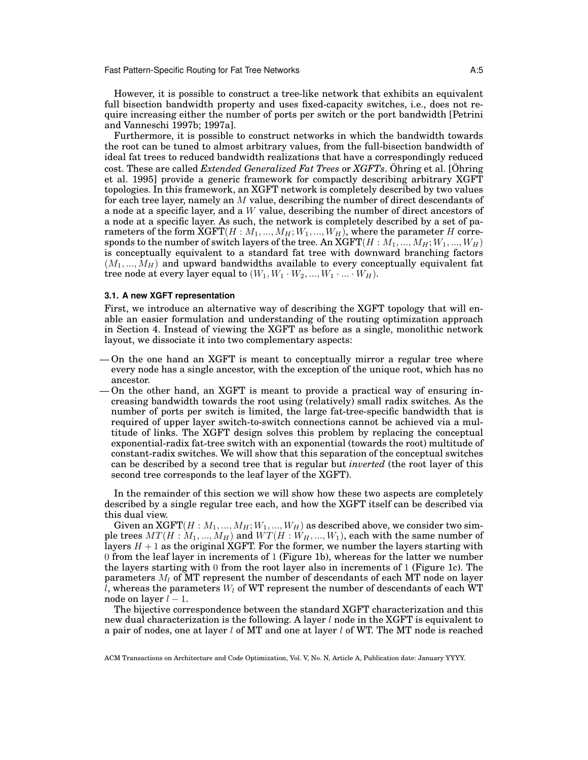However, it is possible to construct a tree-like network that exhibits an equivalent full bisection bandwidth property and uses fixed-capacity switches, i.e., does not require increasing either the number of ports per switch or the port bandwidth [Petrini and Vanneschi 1997b; 1997a].

Furthermore, it is possible to construct networks in which the bandwidth towards the root can be tuned to almost arbitrary values, from the full-bisection bandwidth of ideal fat trees to reduced bandwidth realizations that have a correspondingly reduced cost. These are called *Extended Generalized Fat Trees* or *XGFTs*. Öhring et al. [Öhring et al. 1995] provide a generic framework for compactly describing arbitrary XGFT topologies. In this framework, an XGFT network is completely described by two values for each tree layer, namely an $M$ value, describing the number of direct descendants of a node at a specific layer, and a $W$ value, describing the number of direct ancestors of a node at a specific layer. As such, the network is completely described by a set of parameters of the form $\text{XGFT}(H : M_1, ..., M_H; W_1, ..., W_H)$, where the parameter $H$ corresponds to the number of switch layers of the tree. An $\text{XGFT}(H : M_1, ..., M_H; W_1, ..., W_H)$ is conceptually equivalent to a standard fat tree with downward branching factors $(M_1, ..., M_H)$ and upward bandwidths available to every conceptually equivalent fat tree node at every layer equal to $(W_1, W_1 \cdot W_2, ..., W_1 \cdot ... \cdot W_H)$.

### 3.1. A new XGFT representation

First, we introduce an alternative way of describing the XGFT topology that will enable an easier formulation and understanding of the routing optimization approach in Section 4. Instead of viewing the XGFT as before as a single, monolithic network layout, we dissociate it into two complementary aspects:

— On the one hand an XGFT is meant to conceptually mirror a regular tree where every node has a single ancestor, with the exception of the unique root, which has no ancestor.

— On the other hand, an XGFT is meant to provide a practical way of ensuring increasing bandwidth towards the root using (relatively) small radix switches. As the number of ports per switch is limited, the large fat-tree-specific bandwidth that is required of upper layer switch-to-switch connections cannot be achieved via a multitude of links. The XGFT design solves this problem by replacing the conceptual exponential-radix fat-tree switch with an exponential (towards the root) multitude of constant-radix switches. We will show that this separation of the conceptual switches can be described by a second tree that is regular but *inverted* (the root layer of this second tree corresponds to the leaf layer of the XGFT).

In the remainder of this section we will show how these two aspects are completely described by a single regular tree each, and how the XGFT itself can be described via this dual view.

Given an $\text{XGFT}(H : M_1, ..., M_H; W_1, ..., W_H)$ as described above, we consider two simple trees $MT(H : M_1, ..., M_H)$ and $WT(H : W_H, ..., W_1)$, each with the same number of layers $H + 1$ as the original XGFT. For the former, we number the layers starting with 0 from the leaf layer in increments of 1 (Figure 1b), whereas for the latter we number the layers starting with 0 from the root layer also in increments of 1 (Figure 1c). The parameters $M_l$ of MT represent the number of descendants of each MT node on layer $l$, whereas the parameters $W_l$ of WT represent the number of descendants of each WT node on layer $l - 1$.

The bijective correspondence between the standard XGFT characterization and this new dual characterization is the following. A layer $l$ node in the XGFT is equivalent to a pair of nodes, one at layer $l$ of MT and one at layer $l$ of WT. The MT node is reached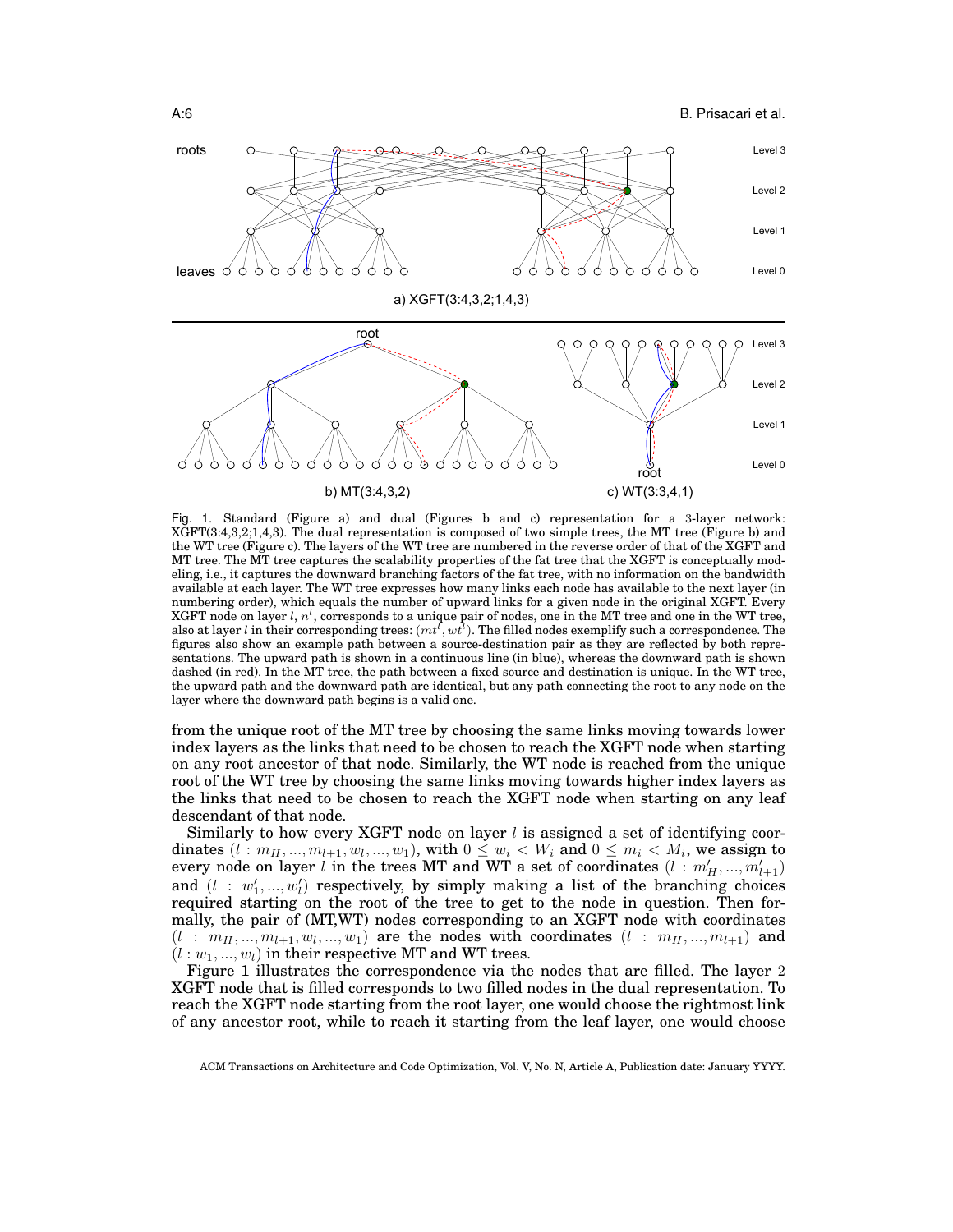roots

Level 3

Level 2

Level 1

leaves

Level 0

a) XGFT(3:4,3,2;1,4,3)

root

Level 3

Level 2

Level 1

Level 0

root

b) MT(3:4,3,2)

c) WT(3:3,4,1)

Fig. 1. Standard (Figure a) and dual (Figures b and c) representation for a 3-layer network: XGFT(3:4,3,2;1,4,3). The dual representation is composed of two simple trees, the MT tree (Figure b) and the WT tree (Figure c). The layers of the WT tree are numbered in the reverse order of that of the XGFT and MT tree. The MT tree captures the scalability properties of the fat tree that the XGFT is conceptually modeling, i.e., it captures the downward branching factors of the fat tree, with no information on the bandwidth available at each layer. The WT tree expresses how many links each node has available to the next layer (in numbering order), which equals the number of upward links for a given node in the original XGFT. Every XGFT node on layer $l$, $n^l$, corresponds to a unique pair of nodes, one in the MT tree and one in the WT tree, also at layer $l$ in their corresponding trees: $(mt^l, wt^l)$. The filled nodes exemplify such a correspondence. The figures also show an example path between a source-destination pair as they are reflected by both representations. The upward path is shown in a continuous line (in blue), whereas the downward path is shown dashed (in red). In the MT tree, the path between a fixed source and destination is unique. In the WT tree, the upward path and the downward path are identical, but any path connecting the root to any node on the layer where the downward path begins is a valid one.

from the unique root of the MT tree by choosing the same links moving towards lower index layers as the links that need to be chosen to reach the XGFT node when starting on any root ancestor of that node. Similarly, the WT node is reached from the unique root of the WT tree by choosing the same links moving towards higher index layers as the links that need to be chosen to reach the XGFT node when starting on any leaf descendant of that node.

Similarly to how every XGFT node on layer $l$ is assigned a set of identifying coordinates $(l : m_H, ..., m_{l+1}, w_l, ..., w_1)$, with $0 \le w_i < W_i$ and $0 \le m_i < M_i$, we assign to every node on layer $l$ in the trees MT and WT a set of coordinates $(l : m'_H, ..., m'_{l+1})$ and $(l : w'_1, ..., w'_l)$ respectively, by simply making a list of the branching choices required starting on the root of the tree to get to the node in question. Then formally, the pair of (MT,WT) nodes corresponding to an XGFT node with coordinates $(l : m_H, ..., m_{l+1}, w_l, ..., w_1)$ are the nodes with coordinates $(l : m_H, ..., m_{l+1})$ and $(l : w_1, ..., w_l)$ in their respective MT and WT trees.

Figure 1 illustrates the correspondence via the nodes that are filled. The layer 2 XGFT node that is filled corresponds to two filled nodes in the dual representation. To reach the XGFT node starting from the root layer, one would choose the rightmost link of any ancestor root, while to reach it starting from the leaf layer, one would choose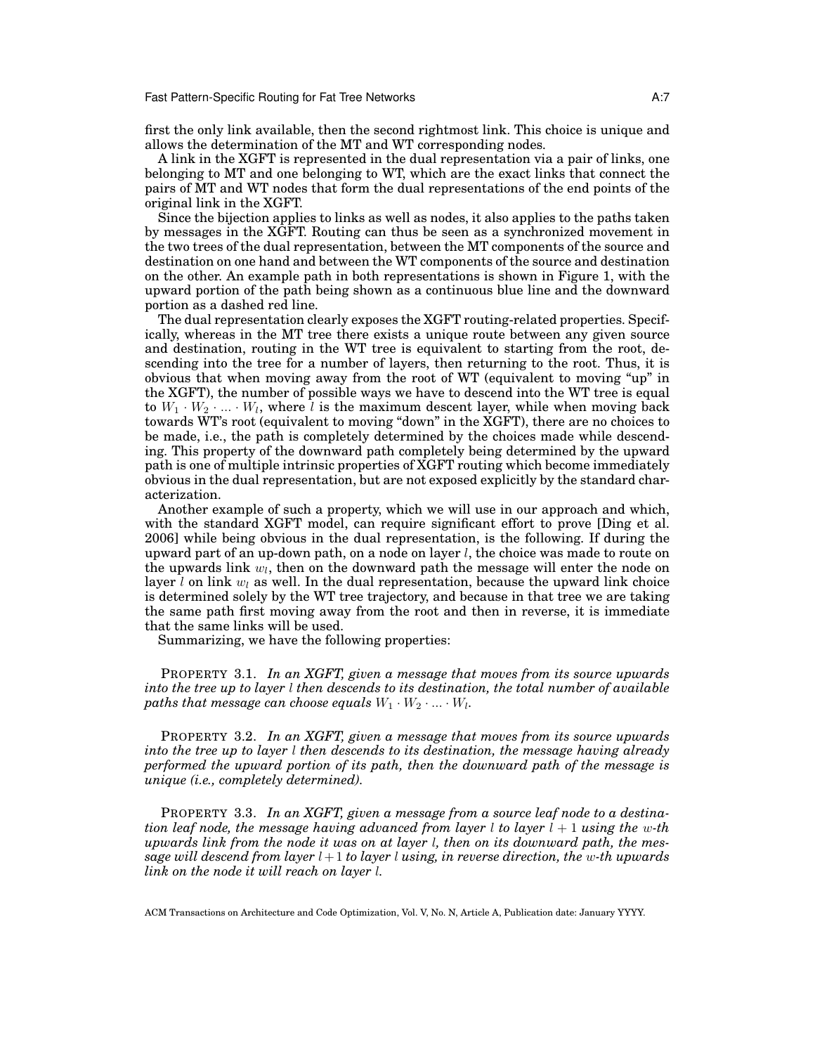first the only link available, then the second rightmost link. This choice is unique and allows the determination of the MT and WT corresponding nodes.

A link in the XGFT is represented in the dual representation via a pair of links, one belonging to MT and one belonging to WT, which are the exact links that connect the pairs of MT and WT nodes that form the dual representations of the end points of the original link in the XGFT.

Since the bijection applies to links as well as nodes, it also applies to the paths taken by messages in the XGFT. Routing can thus be seen as a synchronized movement in the two trees of the dual representation, between the MT components of the source and destination on one hand and between the WT components of the source and destination on the other. An example path in both representations is shown in Figure 1, with the upward portion of the path being shown as a continuous blue line and the downward portion as a dashed red line.

The dual representation clearly exposes the XGFT routing-related properties. Specifically, whereas in the MT tree there exists a unique route between any given source and destination, routing in the WT tree is equivalent to starting from the root, descending into the tree for a number of layers, then returning to the root. Thus, it is obvious that when moving away from the root of WT (equivalent to moving "up" in the XGFT), the number of possible ways we have to descend into the WT tree is equal to $W_1 \cdot W_2 \cdot ... \cdot W_l$, where $l$ is the maximum descent layer, while when moving back towards WT's root (equivalent to moving "down" in the XGFT), there are no choices to be made, i.e., the path is completely determined by the choices made while descending. This property of the downward path completely being determined by the upward path is one of multiple intrinsic properties of XGFT routing which become immediately obvious in the dual representation, but are not exposed explicitly by the standard characterization.

Another example of such a property, which we will use in our approach and which, with the standard XGFT model, can require significant effort to prove [Ding et al. 2006] while being obvious in the dual representation, is the following. If during the upward part of an up-down path, on a node on layer $l$, the choice was made to route on the upwards link $w_l$, then on the downward path the message will enter the node on layer $l$ on link $w_l$ as well. In the dual representation, because the upward link choice is determined solely by the WT tree trajectory, and because in that tree we are taking the same path first moving away from the root and then in reverse, it is immediate that the same links will be used.

Summarizing, we have the following properties:

PROPERTY 3.1. *In an XGFT, given a message that moves from its source upwards into the tree up to layer $l$ then descends to its destination, the total number of available paths that message can choose equals $W_1 \cdot W_2 \cdot ... \cdot W_l$.*

PROPERTY 3.2. *In an XGFT, given a message that moves from its source upwards into the tree up to layer $l$ then descends to its destination, the message having already performed the upward portion of its path, then the downward path of the message is unique (i.e., completely determined).*

PROPERTY 3.3. *In an XGFT, given a message from a source leaf node to a destination leaf node, the message having advanced from layer $l$ to layer $l + 1$ using the $w$-th upwards link from the node it was on at layer $l$, then on its downward path, the message will descend from layer $l+1$ to layer $l$ using, in reverse direction, the $w$-th upwards link on the node it will reach on layer $l$.*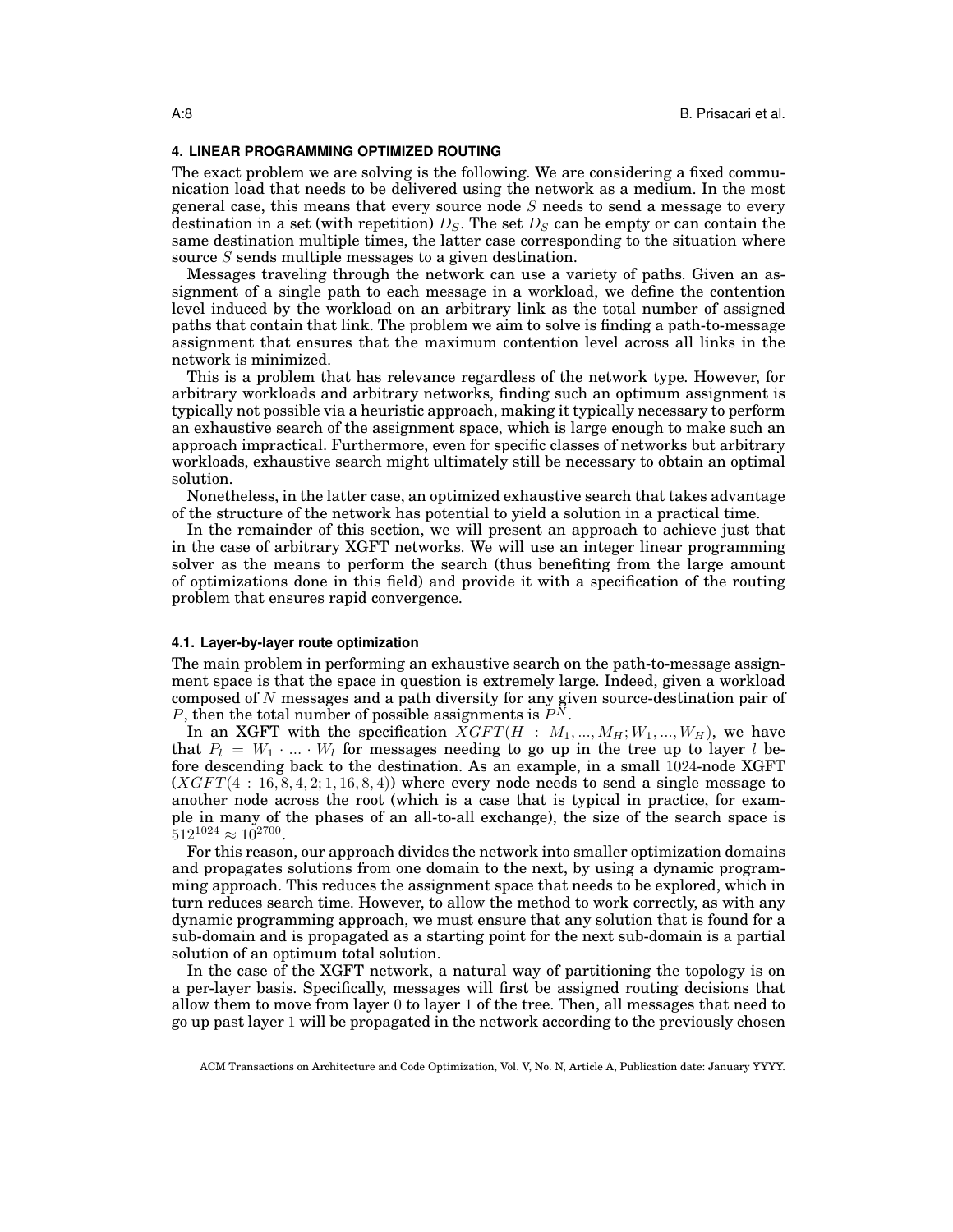## 4. LINEAR PROGRAMMING OPTIMIZED ROUTING

The exact problem we are solving is the following. We are considering a fixed communication load that needs to be delivered using the network as a medium. In the most general case, this means that every source node $S$ needs to send a message to every destination in a set (with repetition) $D_S$. The set $D_S$ can be empty or can contain the same destination multiple times, the latter case corresponding to the situation where source $S$ sends multiple messages to a given destination.

Messages traveling through the network can use a variety of paths. Given an assignment of a single path to each message in a workload, we define the contention level induced by the workload on an arbitrary link as the total number of assigned paths that contain that link. The problem we aim to solve is finding a path-to-message assignment that ensures that the maximum contention level across all links in the network is minimized.

This is a problem that has relevance regardless of the network type. However, for arbitrary workloads and arbitrary networks, finding such an optimum assignment is typically not possible via a heuristic approach, making it typically necessary to perform an exhaustive search of the assignment space, which is large enough to make such an approach impractical. Furthermore, even for specific classes of networks but arbitrary workloads, exhaustive search might ultimately still be necessary to obtain an optimal solution.

Nonetheless, in the latter case, an optimized exhaustive search that takes advantage of the structure of the network has potential to yield a solution in a practical time.

In the remainder of this section, we will present an approach to achieve just that in the case of arbitrary XGFT networks. We will use an integer linear programming solver as the means to perform the search (thus benefiting from the large amount of optimizations done in this field) and provide it with a specification of the routing problem that ensures rapid convergence.

### 4.1. Layer-by-layer route optimization

The main problem in performing an exhaustive search on the path-to-message assignment space is that the space in question is extremely large. Indeed, given a workload composed of $N$ messages and a path diversity for any given source-destination pair of $P$, then the total number of possible assignments is $P^N$.

In an XGFT with the specification $XGFT(H : M_1, ..., M_H; W_1, ..., W_H)$, we have that $P_l = W_1 \cdot ... \cdot W_l$ for messages needing to go up in the tree up to layer $l$ before descending back to the destination. As an example, in a small $1024$-node XGFT ($XGFT(4 : 16, 8, 4, 2; 1, 16, 8, 4)$) where every node needs to send a single message to another node across the root (which is a case that is typical in practice, for example in many of the phases of an all-to-all exchange), the size of the search space is $512^{1024} \approx 10^{2700}$.

For this reason, our approach divides the network into smaller optimization domains and propagates solutions from one domain to the next, by using a dynamic programming approach. This reduces the assignment space that needs to be explored, which in turn reduces search time. However, to allow the method to work correctly, as with any dynamic programming approach, we must ensure that any solution that is found for a sub-domain and is propagated as a starting point for the next sub-domain is a partial solution of an optimum total solution.

In the case of the XGFT network, a natural way of partitioning the topology is on a per-layer basis. Specifically, messages will first be assigned routing decisions that allow them to move from layer $0$ to layer $1$ of the tree. Then, all messages that need to go up past layer $1$ will be propagated in the network according to the previously chosen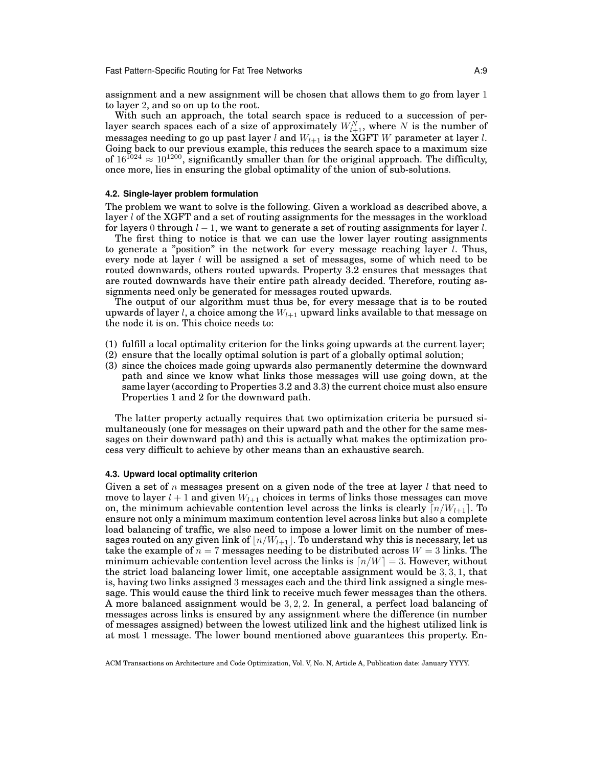assignment and a new assignment will be chosen that allows them to go from layer 1 to layer 2, and so on up to the root.

With such an approach, the total search space is reduced to a succession of per-layer search spaces each of a size of approximately $W_{l+1}^N$, where $N$ is the number of messages needing to go up past layer $l$ and $W_{l+1}$ is the XGFT $W$ parameter at layer $l$. Going back to our previous example, this reduces the search space to a maximum size of $16^{1024} \approx 10^{1200}$, significantly smaller than for the original approach. The difficulty, once more, lies in ensuring the global optimality of the union of sub-solutions.

#### 4.2. Single-layer problem formulation

The problem we want to solve is the following. Given a workload as described above, a layer $l$ of the XGFT and a set of routing assignments for the messages in the workload for layers 0 through $l-1$, we want to generate a set of routing assignments for layer $l$.

The first thing to notice is that we can use the lower layer routing assignments to generate a "position" in the network for every message reaching layer $l$. Thus, every node at layer $l$ will be assigned a set of messages, some of which need to be routed downwards, others routed upwards. Property 3.2 ensures that messages that are routed downwards have their entire path already decided. Therefore, routing assignments need only be generated for messages routed upwards.

The output of our algorithm must thus be, for every message that is to be routed upwards of layer $l$, a choice among the $W_{l+1}$ upward links available to that message on the node it is on. This choice needs to:

(1) fulfill a local optimality criterion for the links going upwards at the current layer;
(2) ensure that the locally optimal solution is part of a globally optimal solution;
(3) since the choices made going upwards also permanently determine the downward path and since we know what links those messages will use going down, at the same layer (according to Properties 3.2 and 3.3) the current choice must also ensure Properties 1 and 2 for the downward path.

The latter property actually requires that two optimization criteria be pursued simultaneously (one for messages on their upward path and the other for the same messages on their downward path) and this is actually what makes the optimization process very difficult to achieve by other means than an exhaustive search.

#### 4.3. Upward local optimality criterion

Given a set of $n$ messages present on a given node of the tree at layer $l$ that need to move to layer $l+1$ and given $W_{l+1}$ choices in terms of links those messages can move on, the minimum achievable contention level across the links is clearly $\lceil n/W_{l+1} \rceil$. To ensure not only a minimum maximum contention level across links but also a complete load balancing of traffic, we also need to impose a lower limit on the number of messages routed on any given link of $\lfloor n/W_{l+1} \rfloor$. To understand why this is necessary, let us take the example of $n = 7$ messages needing to be distributed across $W = 3$ links. The minimum achievable contention level across the links is $\lceil n/W \rceil = 3$. However, without the strict load balancing lower limit, one acceptable assignment would be $3, 3, 1$, that is, having two links assigned 3 messages each and the third link assigned a single message. This would cause the third link to receive much fewer messages than the others. A more balanced assignment would be $3, 2, 2$. In general, a perfect load balancing of messages across links is ensured by any assignment where the difference (in number of messages assigned) between the lowest utilized link and the highest utilized link is at most 1 message. The lower bound mentioned above guarantees this property. En-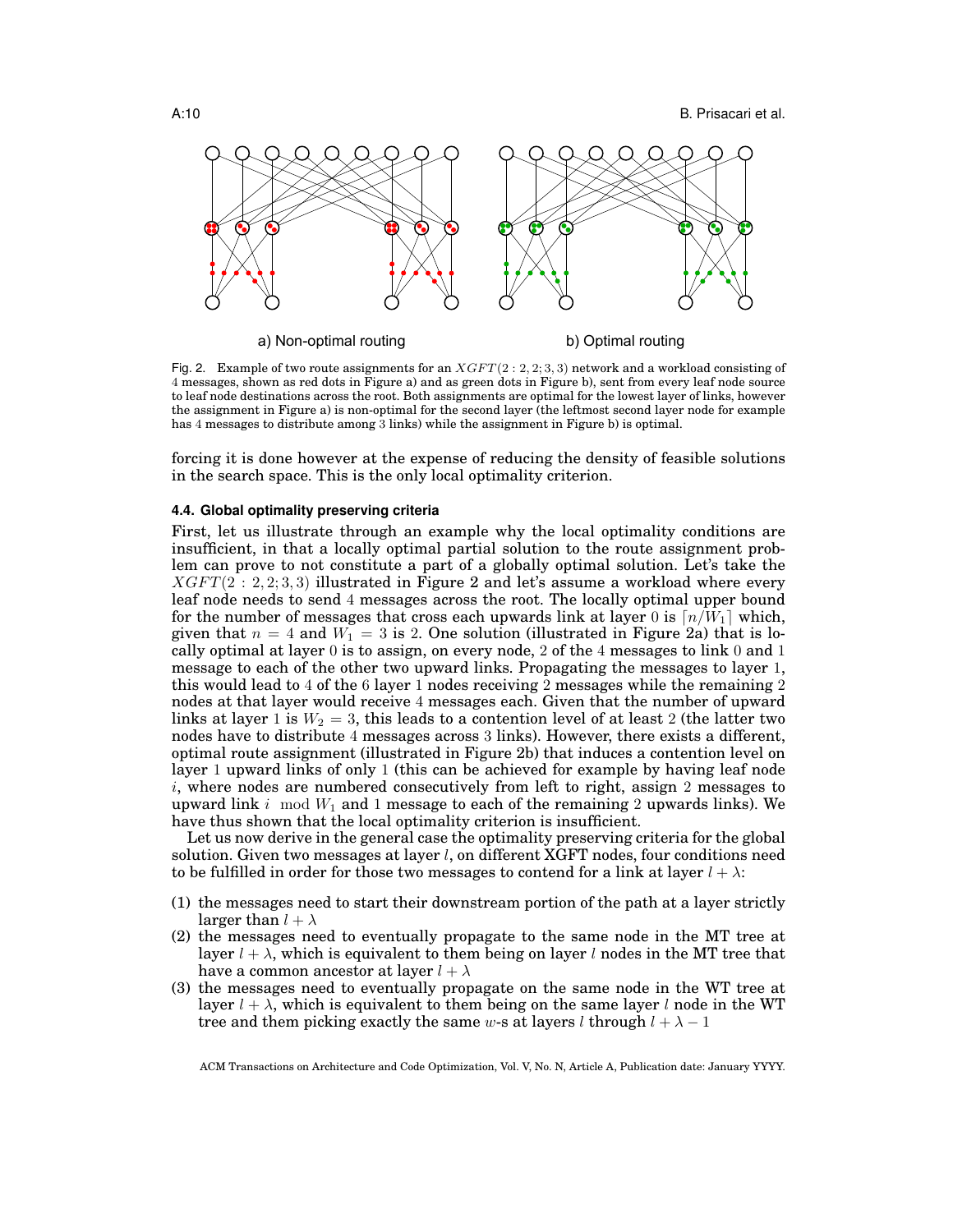a) Non-optimal routing

b) Optimal routing

Fig. 2. Example of two route assignments for an $XGFT(2:2,2;3,3)$ network and a workload consisting of 4 messages, shown as red dots in Figure a) and as green dots in Figure b), sent from every leaf node source to leaf node destinations across the root. Both assignments are optimal for the lowest layer of links, however the assignment in Figure a) is non-optimal for the second layer (the leftmost second layer node for example has 4 messages to distribute among 3 links) while the assignment in Figure b) is optimal.

forcing it is done however at the expense of reducing the density of feasible solutions in the search space. This is the only local optimality criterion.

#### 4.4. Global optimality preserving criteria

First, let us illustrate through an example why the local optimality conditions are insufficient, in that a locally optimal partial solution to the route assignment problem can prove to not constitute a part of a globally optimal solution. Let's take the $XGFT(2:2,2;3,3)$ illustrated in Figure 2 and let's assume a workload where every leaf node needs to send 4 messages across the root. The locally optimal upper bound for the number of messages that cross each upwards link at layer 0 is $\lceil n/W_1 \rceil$ which, given that $n=4$ and $W_1=3$ is 2. One solution (illustrated in Figure 2a) that is locally optimal at layer 0 is to assign, on every node, 2 of the 4 messages to link 0 and 1 message to each of the other two upward links. Propagating the messages to layer 1, this would lead to 4 of the 6 layer 1 nodes receiving 2 messages while the remaining 2 nodes at that layer would receive 4 messages each. Given that the number of upward links at layer 1 is $W_2=3$, this leads to a contention level of at least 2 (the latter two nodes have to distribute 4 messages across 3 links). However, there exists a different, optimal route assignment (illustrated in Figure 2b) that induces a contention level on layer 1 upward links of only 1 (this can be achieved for example by having leaf node $i$, where nodes are numbered consecutively from left to right, assign 2 messages to upward link $i \mod W_1$ and 1 message to each of the remaining 2 upwards links). We have thus shown that the local optimality criterion is insufficient.

Let us now derive in the general case the optimality preserving criteria for the global solution. Given two messages at layer $l$, on different XGFT nodes, four conditions need to be fulfilled in order for those two messages to contend for a link at layer $l+\lambda$:

(1) the messages need to start their downstream portion of the path at a layer strictly larger than $l+\lambda$
(2) the messages need to eventually propagate to the same node in the MT tree at layer $l+\lambda$, which is equivalent to them being on layer $l$ nodes in the MT tree that have a common ancestor at layer $l+\lambda$
(3) the messages need to eventually propagate on the same node in the WT tree at layer $l+\lambda$, which is equivalent to them being on the same layer $l$ node in the WT tree and them picking exactly the same $w$-s at layers $l$ through $l+\lambda-1$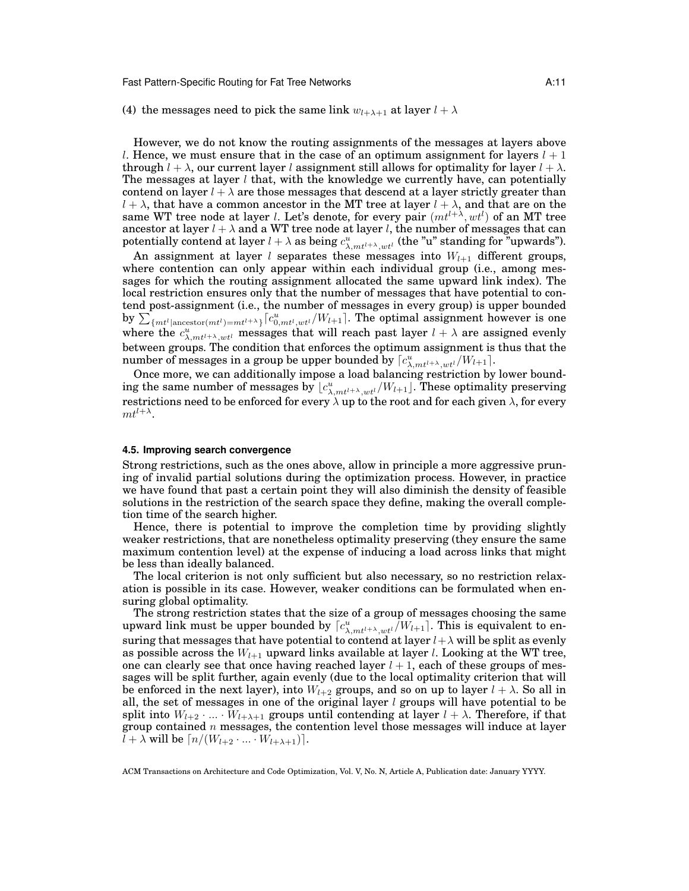(4) the messages need to pick the same link $w_{l+\lambda+1}$ at layer $l+\lambda$

However, we do not know the routing assignments of the messages at layers above $l$. Hence, we must ensure that in the case of an optimum assignment for layers $l+1$ through $l+\lambda$, our current layer $l$ assignment still allows for optimality for layer $l+\lambda$. The messages at layer $l$ that, with the knowledge we currently have, can potentially contend on layer $l+\lambda$ are those messages that descend at a layer strictly greater than $l+\lambda$, that have a common ancestor in the MT tree at layer $l+\lambda$, and that are on the same WT tree node at layer $l$. Let's denote, for every pair $(mt^{l+\lambda}, wt^l)$ of an MT tree ancestor at layer $l+\lambda$ and a WT tree node at layer $l$, the number of messages that can potentially contend at layer $l+\lambda$ as being $c^u_{\lambda,mt^{l+\lambda},wt^l}$ (the "u" standing for "upwards").

An assignment at layer $l$ separates these messages into $W_{l+1}$ different groups, where contention can only appear within each individual group (i.e., among messages for which the routing assignment allocated the same upward link index). The local restriction ensures only that the number of messages that have potential to contend post-assignment (i.e., the number of messages in every group) is upper bounded by $\sum_{\{mt^l|\text{ancestor}(mt^l)=mt^{l+\lambda}\}}\lceil c^u_{0,mt^l,wt^l}/W_{l+1}\rceil$. The optimal assignment however is one where the $c^u_{\lambda,mt^{l+\lambda},wt^l}$ messages that will reach past layer $l+\lambda$ are assigned evenly between groups. The condition that enforces the optimum assignment is thus that the number of messages in a group be upper bounded by $\lceil c^u_{\lambda,mt^{l+\lambda},wt^l}/W_{l+1}\rceil$.

Once more, we can additionally impose a load balancing restriction by lower bounding the same number of messages by $\lfloor c^u_{\lambda,mt^{l+\lambda},wt^l}/W_{l+1}\rfloor$. These optimality preserving restrictions need to be enforced for every $\lambda$ up to the root and for each given $\lambda$, for every $mt^{l+\lambda}$.

### 4.5. Improving search convergence

Strong restrictions, such as the ones above, allow in principle a more aggressive pruning of invalid partial solutions during the optimization process. However, in practice we have found that past a certain point they will also diminish the density of feasible solutions in the restriction of the search space they define, making the overall completion time of the search higher.

Hence, there is potential to improve the completion time by providing slightly weaker restrictions, that are nonetheless optimality preserving (they ensure the same maximum contention level) at the expense of inducing a load across links that might be less than ideally balanced.

The local criterion is not only sufficient but also necessary, so no restriction relaxation is possible in its case. However, weaker conditions can be formulated when ensuring global optimality.

The strong restriction states that the size of a group of messages choosing the same upward link must be upper bounded by $\lceil c^u_{\lambda,mt^{l+\lambda},wt^l}/W_{l+1}\rceil$. This is equivalent to ensuring that messages that have potential to contend at layer $l+\lambda$ will be split as evenly as possible across the $W_{l+1}$ upward links available at layer $l$. Looking at the WT tree, one can clearly see that once having reached layer $l+1$, each of these groups of messages will be split further, again evenly (due to the local optimality criterion that will be enforced in the next layer), into $W_{l+2}$ groups, and so on up to layer $l+\lambda$. So all in all, the set of messages in one of the original layer $l$ groups will have potential to be split into $W_{l+2}\cdot\ldots\cdot W_{l+\lambda+1}$ groups until contending at layer $l+\lambda$. Therefore, if that group contained $n$ messages, the contention level those messages will induce at layer $l+\lambda$ will be $\lceil n/(W_{l+2}\cdot\ldots\cdot W_{l+\lambda+1})\rceil$.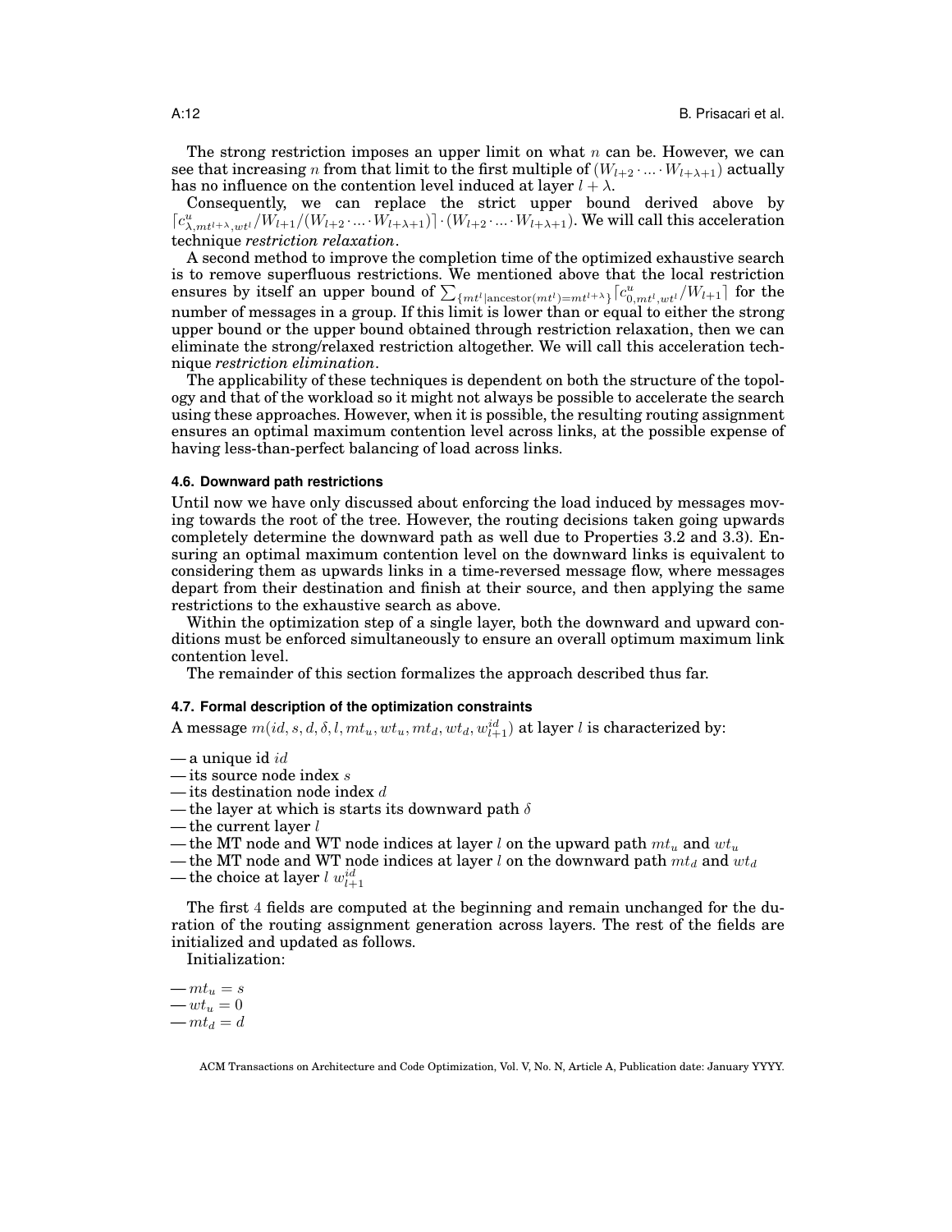The strong restriction imposes an upper limit on what $n$ can be. However, we can see that increasing $n$ from that limit to the first multiple of $(W_{l+2} \cdot \ldots \cdot W_{l+\lambda+1})$ actually has no influence on the contention level induced at layer $l+\lambda$.

Consequently, we can replace the strict upper bound derived above by $\lceil c^{u}_{\lambda,mt^{l+\lambda},wt^{l}} / W_{l+1} / (W_{l+2} \cdot \ldots \cdot W_{l+\lambda+1}) \rceil \cdot (W_{l+2} \cdot \ldots \cdot W_{l+\lambda+1})$. We will call this acceleration technique *restriction relaxation*.

A second method to improve the completion time of the optimized exhaustive search is to remove superfluous restrictions. We mentioned above that the local restriction ensures by itself an upper bound of $\sum_{\{mt^{l} | \text{ancestor}(mt^{l}) = mt^{l+\lambda}\}} \lceil c^{u}_{0,mt^{l},wt^{l}} / W_{l+1} \rceil$ for the number of messages in a group. If this limit is lower than or equal to either the strong upper bound or the upper bound obtained through restriction relaxation, then we can eliminate the strong/relaxed restriction altogether. We will call this acceleration technique *restriction elimination*.

The applicability of these techniques is dependent on both the structure of the topology and that of the workload so it might not always be possible to accelerate the search using these approaches. However, when it is possible, the resulting routing assignment ensures an optimal maximum contention level across links, at the possible expense of having less-than-perfect balancing of load across links.

#### 4.6. Downward path restrictions

Until now we have only discussed about enforcing the load induced by messages moving towards the root of the tree. However, the routing decisions taken going upwards completely determine the downward path as well due to Properties 3.2 and 3.3). Ensuring an optimal maximum contention level on the downward links is equivalent to considering them as upwards links in a time-reversed message flow, where messages depart from their destination and finish at their source, and then applying the same restrictions to the exhaustive search as above.

Within the optimization step of a single layer, both the downward and upward conditions must be enforced simultaneously to ensure an overall optimum maximum link contention level.

The remainder of this section formalizes the approach described thus far.

#### 4.7. Formal description of the optimization constraints

A message $m(id, s, d, \delta, l, mt_u, wt_u, mt_d, wt_d, w^{id}_{l+1})$ at layer $l$ is characterized by:

— a unique id $id$
— its source node index $s$
— its destination node index $d$
— the layer at which is starts its downward path $\delta$
— the current layer $l$
— the MT node and WT node indices at layer $l$ on the upward path $mt_u$ and $wt_u$
— the MT node and WT node indices at layer $l$ on the downward path $mt_d$ and $wt_d$
— the choice at layer $l$ $w^{id}_{l+1}$

The first 4 fields are computed at the beginning and remain unchanged for the duration of the routing assignment generation across layers. The rest of the fields are initialized and updated as follows.

Initialization:

— $mt_u = s$
— $wt_u = 0$
— $mt_d = d$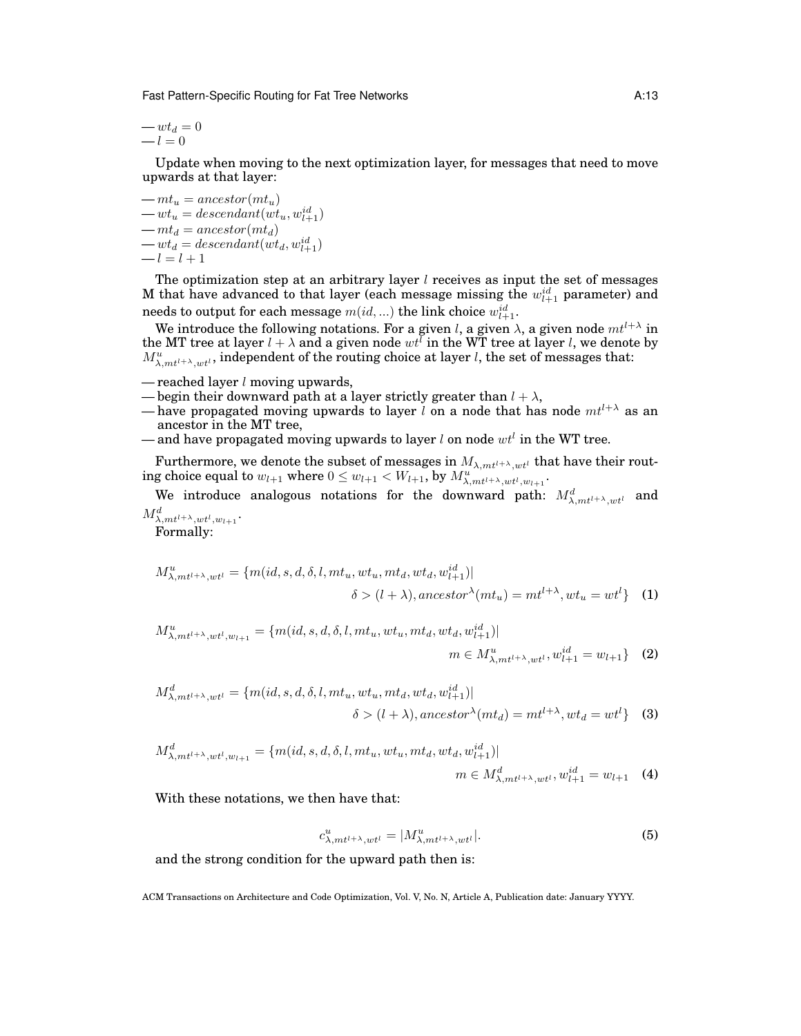— $wt_d = 0$
— $l = 0$

Update when moving to the next optimization layer, for messages that need to move upwards at that layer:

— $mt_u = ancestor(mt_u)$
— $wt_u = descendant(wt_u, w_{l+1}^{id})$
— $mt_d = ancestor(mt_d)$
— $wt_d = descendant(wt_d, w_{l+1}^{id})$
— $l = l + 1$

The optimization step at an arbitrary layer $l$ receives as input the set of messages M that have advanced to that layer (each message missing the $w_{l+1}^{id}$ parameter) and needs to output for each message $m(id, ...)$ the link choice $w_{l+1}^{id}$.

We introduce the following notations. For a given $l$, a given $\lambda$, a given node $mt^{l+\lambda}$ in the MT tree at layer $l+\lambda$ and a given node $wt^l$ in the WT tree at layer $l$, we denote by $M^u_{\lambda,mt^{l+\lambda},wt^l}$, independent of the routing choice at layer $l$, the set of messages that:

— reached layer $l$ moving upwards,
— begin their downward path at a layer strictly greater than $l+\lambda$,
— have propagated moving upwards to layer $l$ on a node that has node $mt^{l+\lambda}$ as an ancestor in the MT tree,
— and have propagated moving upwards to layer $l$ on node $wt^l$ in the WT tree.

Furthermore, we denote the subset of messages in $M_{\lambda,mt^{l+\lambda},wt^l}$ that have their routing choice equal to $w_{l+1}$ where $0 \le w_{l+1} < W_{l+1}$, by $M^u_{\lambda,mt^{l+\lambda},wt^l,w_{l+1}}$.

We introduce analogous notations for the downward path: $M^d_{\lambda,mt^{l+\lambda},wt^l}$ and $M^d_{\lambda,mt^{l+\lambda},wt^l,w_{l+1}}$.

Formally:

$$M^u_{\lambda,mt^{l+\lambda},wt^l} = \{m(id, s, d, \delta, l, mt_u, wt_u, mt_d, wt_d, w_{l+1}^{id}) | \\ \delta > (l+\lambda), ancestor^{\lambda}(mt_u) = mt^{l+\lambda}, wt_u = wt^l\} \quad (1)$$

$$M^u_{\lambda,mt^{l+\lambda},wt^l,w_{l+1}} = \{m(id, s, d, \delta, l, mt_u, wt_u, mt_d, wt_d, w_{l+1}^{id}) | \\ m \in M^u_{\lambda,mt^{l+\lambda},wt^l}, w_{l+1}^{id} = w_{l+1}\} \quad (2)$$

$$M^d_{\lambda,mt^{l+\lambda},wt^l} = \{m(id, s, d, \delta, l, mt_u, wt_u, mt_d, wt_d, w_{l+1}^{id}) | \\ \delta > (l+\lambda), ancestor^{\lambda}(mt_d) = mt^{l+\lambda}, wt_d = wt^l\} \quad (3)$$

$$M^d_{\lambda,mt^{l+\lambda},wt^l,w_{l+1}} = \{m(id, s, d, \delta, l, mt_u, wt_u, mt_d, wt_d, w_{l+1}^{id}) | \\ m \in M^d_{\lambda,mt^{l+\lambda},wt^l}, w_{l+1}^{id} = w_{l+1} \quad (4)$$

With these notations, we then have that:

$$c^u_{\lambda,mt^{l+\lambda},wt^l} = |M^u_{\lambda,mt^{l+\lambda},wt^l}|. \quad (5)$$

and the strong condition for the upward path then is: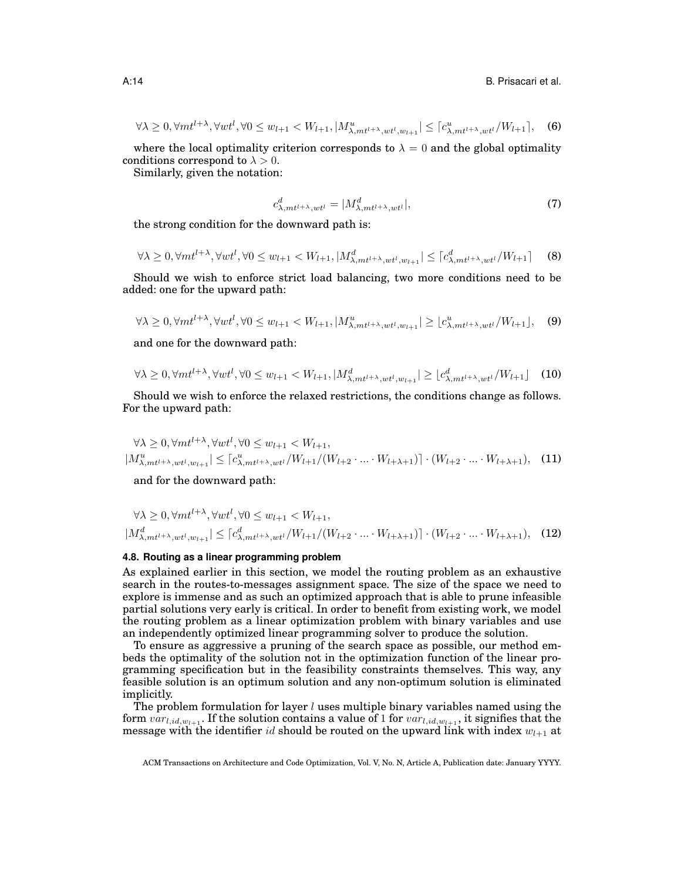$$\forall \lambda \geq 0, \forall mt^{l+\lambda}, \forall wt^l, \forall 0 \leq w_{l+1} < W_{l+1}, |M^u_{\lambda, mt^{l+\lambda}, wt^l, w_{l+1}}| \leq \lceil c^u_{\lambda, mt^{l+\lambda}, wt^l} / W_{l+1} \rceil, \quad (6)$$

where the local optimality criterion corresponds to $\lambda = 0$ and the global optimality conditions correspond to $\lambda > 0$.

Similarly, given the notation:

$$c^d_{\lambda, mt^{l+\lambda}, wt^l} = |M^d_{\lambda, mt^{l+\lambda}, wt^l}|, \quad (7)$$

the strong condition for the downward path is:

$$\forall \lambda \geq 0, \forall mt^{l+\lambda}, \forall wt^l, \forall 0 \leq w_{l+1} < W_{l+1}, |M^d_{\lambda, mt^{l+\lambda}, wt^l, w_{l+1}}| \leq \lceil c^d_{\lambda, mt^{l+\lambda}, wt^l} / W_{l+1} \rceil \quad (8)$$

Should we wish to enforce strict load balancing, two more conditions need to be added: one for the upward path:

$$\forall \lambda \geq 0, \forall mt^{l+\lambda}, \forall wt^l, \forall 0 \leq w_{l+1} < W_{l+1}, |M^u_{\lambda, mt^{l+\lambda}, wt^l, w_{l+1}}| \geq \lfloor c^u_{\lambda, mt^{l+\lambda}, wt^l} / W_{l+1} \rfloor, \quad (9)$$

and one for the downward path:

$$\forall \lambda \geq 0, \forall mt^{l+\lambda}, \forall wt^l, \forall 0 \leq w_{l+1} < W_{l+1}, |M^d_{\lambda, mt^{l+\lambda}, wt^l, w_{l+1}}| \geq \lfloor c^d_{\lambda, mt^{l+\lambda}, wt^l} / W_{l+1} \rfloor \quad (10)$$

Should we wish to enforce the relaxed restrictions, the conditions change as follows. For the upward path:

$$\begin{aligned} &\forall \lambda \geq 0, \forall mt^{l+\lambda}, \forall wt^l, \forall 0 \leq w_{l+1} < W_{l+1}, \\ &|M^u_{\lambda, mt^{l+\lambda}, wt^l, w_{l+1}}| \leq \lceil c^u_{\lambda, mt^{l+\lambda}, wt^l} / W_{l+1} / (W_{l+2} \cdot ... \cdot W_{l+\lambda+1}) \rceil \cdot (W_{l+2} \cdot ... \cdot W_{l+\lambda+1}), \end{aligned} \quad (11)$$

and for the downward path:

$$\begin{aligned} &\forall \lambda \geq 0, \forall mt^{l+\lambda}, \forall wt^l, \forall 0 \leq w_{l+1} < W_{l+1}, \\ &|M^d_{\lambda, mt^{l+\lambda}, wt^l, w_{l+1}}| \leq \lceil c^d_{\lambda, mt^{l+\lambda}, wt^l} / W_{l+1} / (W_{l+2} \cdot ... \cdot W_{l+\lambda+1}) \rceil \cdot (W_{l+2} \cdot ... \cdot W_{l+\lambda+1}), \end{aligned} \quad (12)$$

#### 4.8. Routing as a linear programming problem

As explained earlier in this section, we model the routing problem as an exhaustive search in the routes-to-messages assignment space. The size of the space we need to explore is immense and as such an optimized approach that is able to prune infeasible partial solutions very early is critical. In order to benefit from existing work, we model the routing problem as a linear optimization problem with binary variables and use an independently optimized linear programming solver to produce the solution.

To ensure as aggressive a pruning of the search space as possible, our method embeds the optimality of the solution not in the optimization function of the linear programming specification but in the feasibility constraints themselves. This way, any feasible solution is an optimum solution and any non-optimum solution is eliminated implicitly.

The problem formulation for layer $l$ uses multiple binary variables named using the form $var_{l,id,w_{l+1}}$. If the solution contains a value of 1 for $var_{l,id,w_{l+1}}$, it signifies that the message with the identifier $id$ should be routed on the upward link with index $w_{l+1}$ at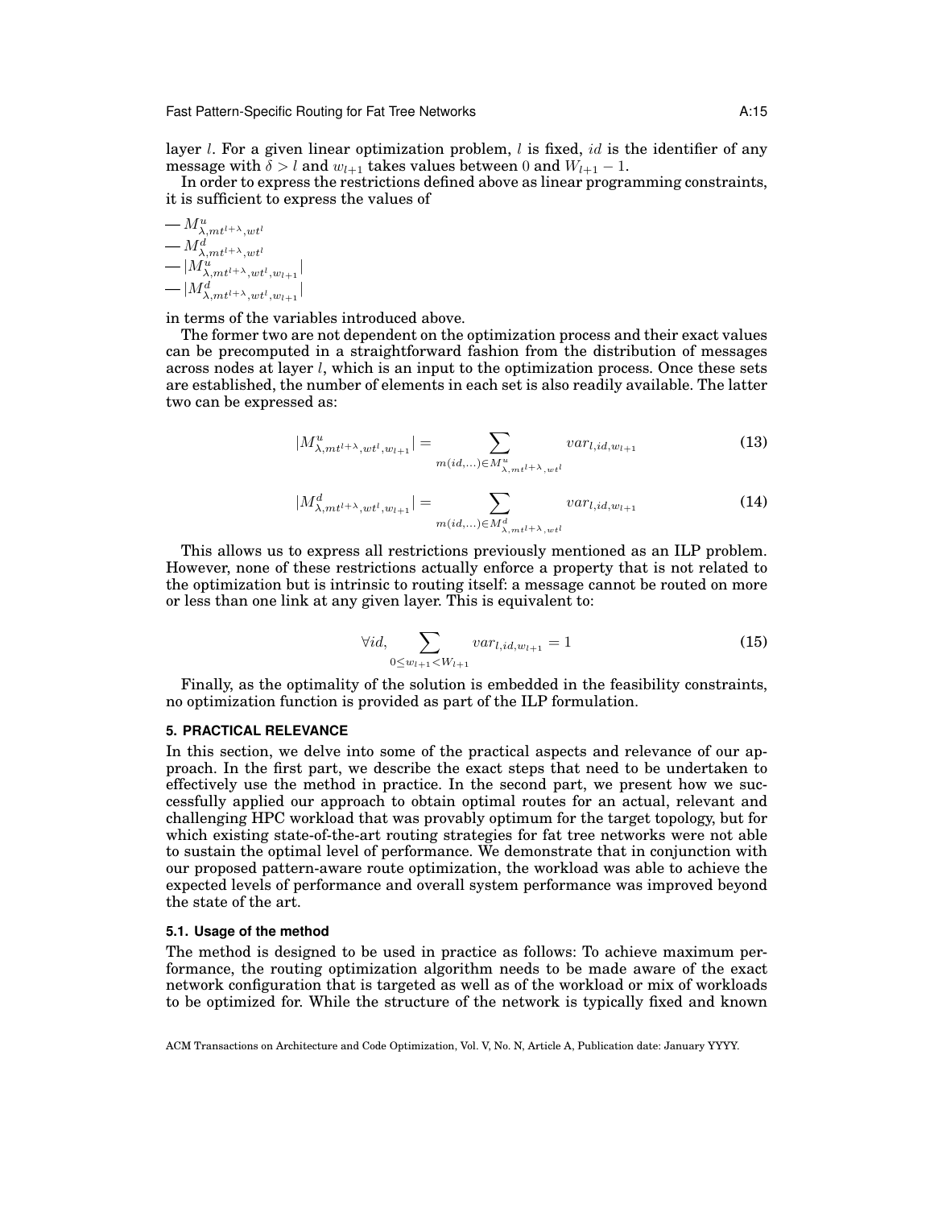layer $l$. For a given linear optimization problem, $l$ is fixed, $id$ is the identifier of any message with $\delta > l$ and $w_{l+1}$ takes values between 0 and $W_{l+1} - 1$.

In order to express the restrictions defined above as linear programming constraints, it is sufficient to express the values of

— $M^u_{\lambda,mt^{l+\lambda},wt^l}$
— $M^d_{\lambda,mt^{l+\lambda},wt^l}$
— $|M^u_{\lambda,mt^{l+\lambda},wt^l,w_{l+1}}|$
— $|M^d_{\lambda,mt^{l+\lambda},wt^l,w_{l+1}}|$

in terms of the variables introduced above.

The former two are not dependent on the optimization process and their exact values can be precomputed in a straightforward fashion from the distribution of messages across nodes at layer $l$, which is an input to the optimization process. Once these sets are established, the number of elements in each set is also readily available. The latter two can be expressed as:

$$|M^u_{\lambda,mt^{l+\lambda},wt^l,w_{l+1}}| = \sum_{m(id,\ldots)\in M^u_{\lambda,mt^{l+\lambda},wt^l}} var_{l,id,w_{l+1}} \tag{13}$$

$$|M^d_{\lambda,mt^{l+\lambda},wt^l,w_{l+1}}| = \sum_{m(id,\ldots)\in M^d_{\lambda,mt^{l+\lambda},wt^l}} var_{l,id,w_{l+1}} \tag{14}$$

This allows us to express all restrictions previously mentioned as an ILP problem. However, none of these restrictions actually enforce a property that is not related to the optimization but is intrinsic to routing itself: a message cannot be routed on more or less than one link at any given layer. This is equivalent to:

$$\forall id, \sum_{0\leq w_{l+1}<W_{l+1}} var_{l,id,w_{l+1}} = 1 \tag{15}$$

Finally, as the optimality of the solution is embedded in the feasibility constraints, no optimization function is provided as part of the ILP formulation.

## 5. PRACTICAL RELEVANCE

In this section, we delve into some of the practical aspects and relevance of our approach. In the first part, we describe the exact steps that need to be undertaken to effectively use the method in practice. In the second part, we present how we successfully applied our approach to obtain optimal routes for an actual, relevant and challenging HPC workload that was provably optimum for the target topology, but for which existing state-of-the-art routing strategies for fat tree networks were not able to sustain the optimal level of performance. We demonstrate that in conjunction with our proposed pattern-aware route optimization, the workload was able to achieve the expected levels of performance and overall system performance was improved beyond the state of the art.

### 5.1. Usage of the method

The method is designed to be used in practice as follows: To achieve maximum performance, the routing optimization algorithm needs to be made aware of the exact network configuration that is targeted as well as of the workload or mix of workloads to be optimized for. While the structure of the network is typically fixed and known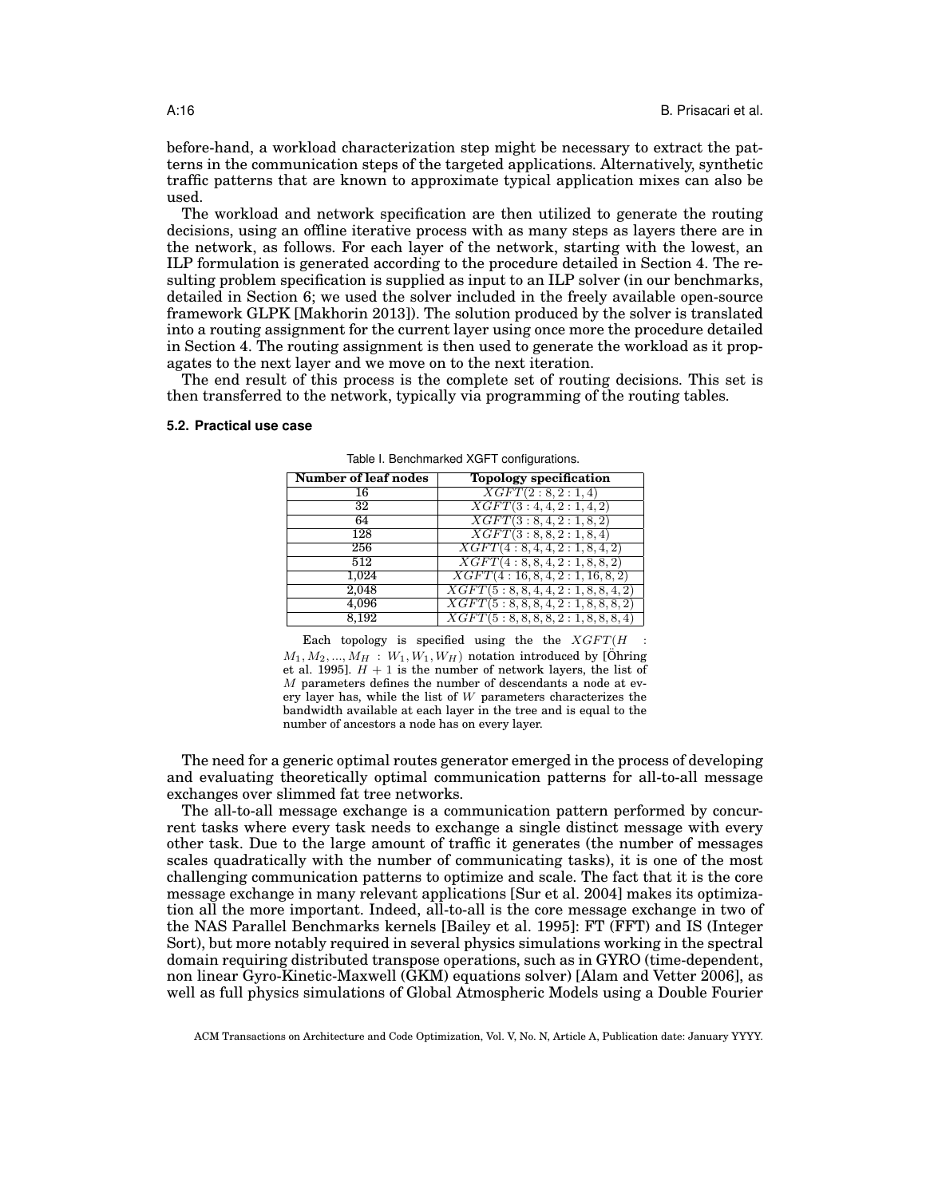before-hand, a workload characterization step might be necessary to extract the patterns in the communication steps of the targeted applications. Alternatively, synthetic traffic patterns that are known to approximate typical application mixes can also be used.

The workload and network specification are then utilized to generate the routing decisions, using an offline iterative process with as many steps as layers there are in the network, as follows. For each layer of the network, starting with the lowest, an ILP formulation is generated according to the procedure detailed in Section 4. The resulting problem specification is supplied as input to an ILP solver (in our benchmarks, detailed in Section 6; we used the solver included in the freely available open-source framework GLPK [Makhorin 2013]). The solution produced by the solver is translated into a routing assignment for the current layer using once more the procedure detailed in Section 4. The routing assignment is then used to generate the workload as it propagates to the next layer and we move on to the next iteration.

The end result of this process is the complete set of routing decisions. This set is then transferred to the network, typically via programming of the routing tables.

### 5.2. Practical use case

Table I. Benchmarked XGFT configurations.

| Number of leaf nodes | Topology specification |
|---|---|
| 16 | $XGFT(2:8,2:1,4)$ |
| 32 | $XGFT(3:4,4,2:1,4,2)$ |
| 64 | $XGFT(3:8,4,2:1,8,2)$ |
| 128 | $XGFT(3:8,8,2:1,8,4)$ |
| 256 | $XGFT(4:8,4,4,2:1,8,4,2)$ |
| 512 | $XGFT(4:8,8,4,2:1,8,8,2)$ |
| 1,024 | $XGFT(4:16,8,4,2:1,16,8,2)$ |
| 2,048 | $XGFT(5:8,8,4,4,2:1,8,8,4,2)$ |
| 4,096 | $XGFT(5:8,8,8,4,2:1,8,8,8,2)$ |
| 8,192 | $XGFT(5:8,8,8,8,2:1,8,8,8,4)$ |

Each topology is specified using the the $XGFT(H : M_1, M_2, ..., M_H : W_1, W_1, W_H)$ notation introduced by [Öhring et al. 1995]. $H+1$ is the number of network layers, the list of $M$ parameters defines the number of descendants a node at every layer has, while the list of $W$ parameters characterizes the bandwidth available at each layer in the tree and is equal to the number of ancestors a node has on every layer.

The need for a generic optimal routes generator emerged in the process of developing and evaluating theoretically optimal communication patterns for all-to-all message exchanges over slimmed fat tree networks.

The all-to-all message exchange is a communication pattern performed by concurrent tasks where every task needs to exchange a single distinct message with every other task. Due to the large amount of traffic it generates (the number of messages scales quadratically with the number of communicating tasks), it is one of the most challenging communication patterns to optimize and scale. The fact that it is the core message exchange in many relevant applications [Sur et al. 2004] makes its optimization all the more important. Indeed, all-to-all is the core message exchange in two of the NAS Parallel Benchmarks kernels [Bailey et al. 1995]: FT (FFT) and IS (Integer Sort), but more notably required in several physics simulations working in the spectral domain requiring distributed transpose operations, such as in GYRO (time-dependent, non linear Gyro-Kinetic-Maxwell (GKM) equations solver) [Alam and Vetter 2006], as well as full physics simulations of Global Atmospheric Models using a Double Fourier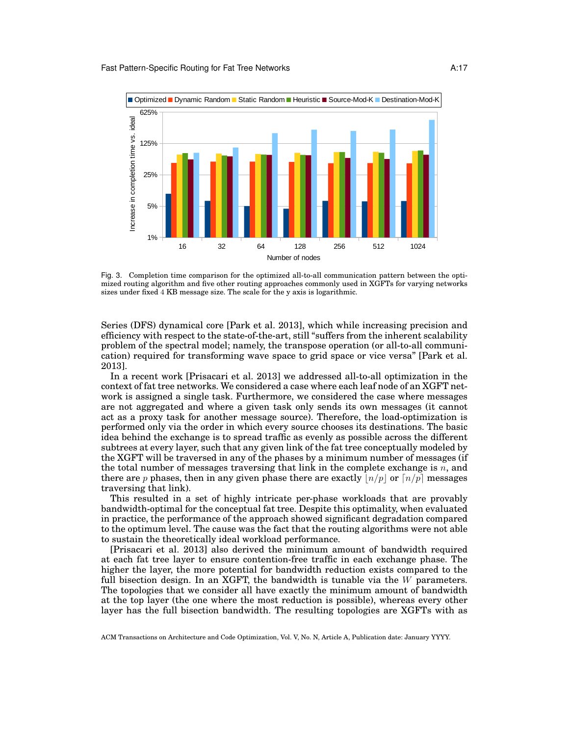Optimized Dynamic Random Static Random Heuristic Source-Mod-K Destination-Mod-K

625%
125%
25%
5%
1%

Increase in completion time vs. ideal

16 32 64 128 256 512 1024

Number of nodes

Fig. 3. Completion time comparison for the optimized all-to-all communication pattern between the optimized routing algorithm and five other routing approaches commonly used in XGFTs for varying networks sizes under fixed 4 KB message size. The scale for the y axis is logarithmic.

Series (DFS) dynamical core [Park et al. 2013], which while increasing precision and efficiency with respect to the state-of-the-art, still "suffers from the inherent scalability problem of the spectral model; namely, the transpose operation (or all-to-all communication) required for transforming wave space to grid space or vice versa" [Park et al. 2013].

In a recent work [Prisacari et al. 2013] we addressed all-to-all optimization in the context of fat tree networks. We considered a case where each leaf node of an XGFT network is assigned a single task. Furthermore, we considered the case where messages are not aggregated and where a given task only sends its own messages (it cannot act as a proxy task for another message source). Therefore, the load-optimization is performed only via the order in which every source chooses its destinations. The basic idea behind the exchange is to spread traffic as evenly as possible across the different subtrees at every layer, such that any given link of the fat tree conceptually modeled by the XGFT will be traversed in any of the phases by a minimum number of messages (if the total number of messages traversing that link in the complete exchange is $n$, and there are $p$ phases, then in any given phase there are exactly $\lfloor n/p \rfloor$ or $\lceil n/p \rceil$ messages traversing that link).

This resulted in a set of highly intricate per-phase workloads that are provably bandwidth-optimal for the conceptual fat tree. Despite this optimality, when evaluated in practice, the performance of the approach showed significant degradation compared to the optimum level. The cause was the fact that the routing algorithms were not able to sustain the theoretically ideal workload performance.

[Prisacari et al. 2013] also derived the minimum amount of bandwidth required at each fat tree layer to ensure contention-free traffic in each exchange phase. The higher the layer, the more potential for bandwidth reduction exists compared to the full bisection design. In an XGFT, the bandwidth is tunable via the $W$ parameters. The topologies that we consider all have exactly the minimum amount of bandwidth at the top layer (the one where the most reduction is possible), whereas every other layer has the full bisection bandwidth. The resulting topologies are XGFTs with as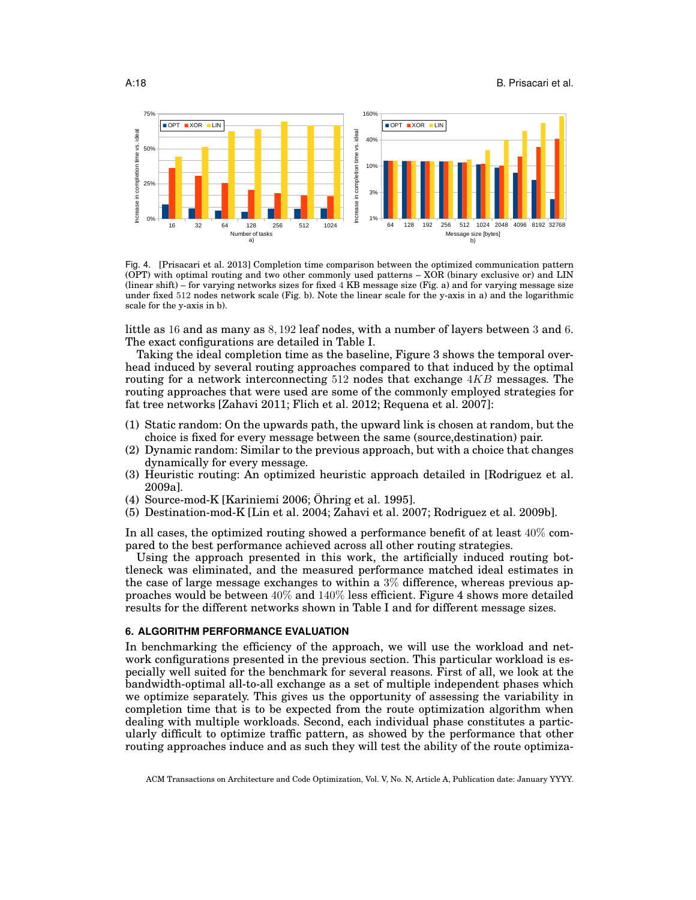75%
OPT XOR LIN
50%
25%
0%
Increase in completion time vs. ideal
16 32 64 128 256 512 1024
Number of tasks
a)

160%
OPT XOR LIN
40%
10%
3%
1%
Increase in completion time vs. ideal
64 128 192 256 512 1024 2048 4096 8192 32768
Message size [bytes]
b)

Fig. 4. [Prisacari et al. 2013] Completion time comparison between the optimized communication pattern (OPT) with optimal routing and two other commonly used patterns – XOR (binary exclusive or) and LIN (linear shift) – for varying networks sizes for fixed 4 KB message size (Fig. a) and for varying message size under fixed 512 nodes network scale (Fig. b). Note the linear scale for the y-axis in a) and the logarithmic scale for the y-axis in b).

little as 16 and as many as 8,192 leaf nodes, with a number of layers between 3 and 6. The exact configurations are detailed in Table I.

Taking the ideal completion time as the baseline, Figure 3 shows the temporal overhead induced by several routing approaches compared to that induced by the optimal routing for a network interconnecting 512 nodes that exchange $4KB$ messages. The routing approaches that were used are some of the commonly employed strategies for fat tree networks [Zahavi 2011; Flich et al. 2012; Requena et al. 2007]:

(1) Static random: On the upwards path, the upward link is chosen at random, but the choice is fixed for every message between the same (source,destination) pair.
(2) Dynamic random: Similar to the previous approach, but with a choice that changes dynamically for every message.
(3) Heuristic routing: An optimized heuristic approach detailed in [Rodriguez et al. 2009a].
(4) Source-mod-K [Kariniemi 2006; Öhring et al. 1995].
(5) Destination-mod-K [Lin et al. 2004; Zahavi et al. 2007; Rodriguez et al. 2009b].

In all cases, the optimized routing showed a performance benefit of at least 40% compared to the best performance achieved across all other routing strategies.

Using the approach presented in this work, the artificially induced routing bottleneck was eliminated, and the measured performance matched ideal estimates in the case of large message exchanges to within a 3% difference, whereas previous approaches would be between 40% and 140% less efficient. Figure 4 shows more detailed results for the different networks shown in Table I and for different message sizes.

## 6. ALGORITHM PERFORMANCE EVALUATION

In benchmarking the efficiency of the approach, we will use the workload and network configurations presented in the previous section. This particular workload is especially well suited for the benchmark for several reasons. First of all, we look at the bandwidth-optimal all-to-all exchange as a set of multiple independent phases which we optimize separately. This gives us the opportunity of assessing the variability in completion time that is to be expected from the route optimization algorithm when dealing with multiple workloads. Second, each individual phase constitutes a particularly difficult to optimize traffic pattern, as showed by the performance that other routing approaches induce and as such they will test the ability of the route optimiza-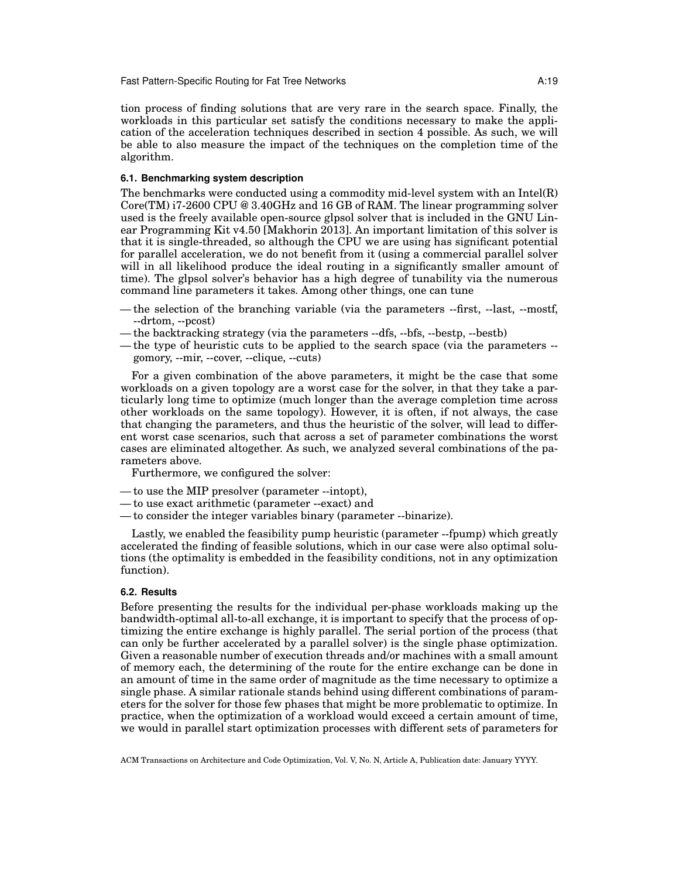tion process of finding solutions that are very rare in the search space. Finally, the workloads in this particular set satisfy the conditions necessary to make the application of the acceleration techniques described in section 4 possible. As such, we will be able to also measure the impact of the techniques on the completion time of the algorithm.

### 6.1. Benchmarking system description

The benchmarks were conducted using a commodity mid-level system with an Intel(R) Core(TM) i7-2600 CPU @ 3.40GHz and 16 GB of RAM. The linear programming solver used is the freely available open-source glpsol solver that is included in the GNU Linear Programming Kit v4.50 [Makhorin 2013]. An important limitation of this solver is that it is single-threaded, so although the CPU we are using has significant potential for parallel acceleration, we do not benefit from it (using a commercial parallel solver will in all likelihood produce the ideal routing in a significantly smaller amount of time). The glpsol solver's behavior has a high degree of tunability via the numerous command line parameters it takes. Among other things, one can tune

- the selection of the branching variable (via the parameters --first, --last, --mostf, --drtom, --pcost)
- the backtracking strategy (via the parameters --dfs, --bfs, --bestp, --bestb)
- the type of heuristic cuts to be applied to the search space (via the parameters --gomory, --mir, --cover, --clique, --cuts)

For a given combination of the above parameters, it might be the case that some workloads on a given topology are a worst case for the solver, in that they take a particularly long time to optimize (much longer than the average completion time across other workloads on the same topology). However, it is often, if not always, the case that changing the parameters, and thus the heuristic of the solver, will lead to different worst case scenarios, such that across a set of parameter combinations the worst cases are eliminated altogether. As such, we analyzed several combinations of the parameters above.

Furthermore, we configured the solver:

- to use the MIP presolver (parameter --intopt),
- to use exact arithmetic (parameter --exact) and
- to consider the integer variables binary (parameter --binarize).

Lastly, we enabled the feasibility pump heuristic (parameter --fpump) which greatly accelerated the finding of feasible solutions, which in our case were also optimal solutions (the optimality is embedded in the feasibility conditions, not in any optimization function).

### 6.2. Results

Before presenting the results for the individual per-phase workloads making up the bandwidth-optimal all-to-all exchange, it is important to specify that the process of optimizing the entire exchange is highly parallel. The serial portion of the process (that can only be further accelerated by a parallel solver) is the single phase optimization. Given a reasonable number of execution threads and/or machines with a small amount of memory each, the determining of the route for the entire exchange can be done in an amount of time in the same order of magnitude as the time necessary to optimize a single phase. A similar rationale stands behind using different combinations of parameters for the solver for those few phases that might be more problematic to optimize. In practice, when the optimization of a workload would exceed a certain amount of time, we would in parallel start optimization processes with different sets of parameters for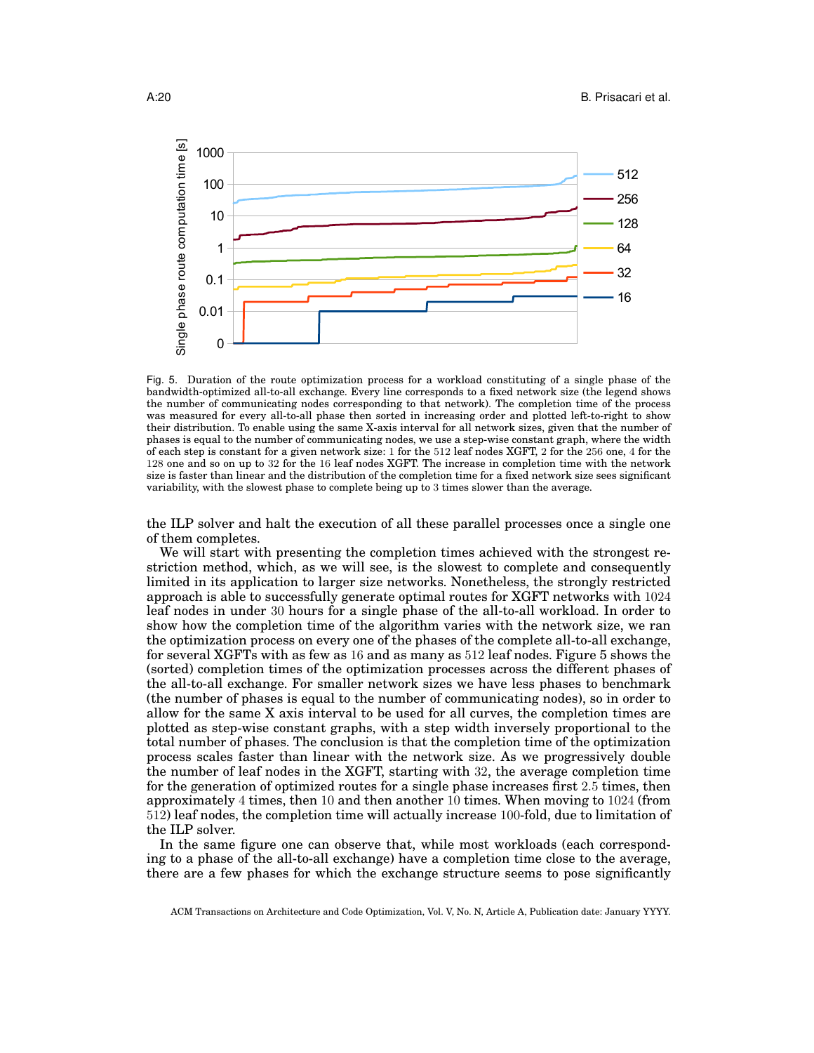Single phase route computation time [s]

1000
100
10
1
0.1
0.01
0

512
256
128
64
32
16

Fig. 5. Duration of the route optimization process for a workload constituting of a single phase of the bandwidth-optimized all-to-all exchange. Every line corresponds to a fixed network size (the legend shows the number of communicating nodes corresponding to that network). The completion time of the process was measured for every all-to-all phase then sorted in increasing order and plotted left-to-right to show their distribution. To enable using the same X-axis interval for all network sizes, given that the number of phases is equal to the number of communicating nodes, we use a step-wise constant graph, where the width of each step is constant for a given network size: 1 for the 512 leaf nodes XGFT, 2 for the 256 one, 4 for the 128 one and so on up to 32 for the 16 leaf nodes XGFT. The increase in completion time with the network size is faster than linear and the distribution of the completion time for a fixed network size sees significant variability, with the slowest phase to complete being up to 3 times slower than the average.

the ILP solver and halt the execution of all these parallel processes once a single one of them completes.

We will start with presenting the completion times achieved with the strongest restriction method, which, as we will see, is the slowest to complete and consequently limited in its application to larger size networks. Nonetheless, the strongly restricted approach is able to successfully generate optimal routes for XGFT networks with 1024 leaf nodes in under 30 hours for a single phase of the all-to-all workload. In order to show how the completion time of the algorithm varies with the network size, we ran the optimization process on every one of the phases of the complete all-to-all exchange, for several XGFTs with as few as 16 and as many as 512 leaf nodes. Figure 5 shows the (sorted) completion times of the optimization processes across the different phases of the all-to-all exchange. For smaller network sizes we have less phases to benchmark (the number of phases is equal to the number of communicating nodes), so in order to allow for the same X axis interval to be used for all curves, the completion times are plotted as step-wise constant graphs, with a step width inversely proportional to the total number of phases. The conclusion is that the completion time of the optimization process scales faster than linear with the network size. As we progressively double the number of leaf nodes in the XGFT, starting with 32, the average completion time for the generation of optimized routes for a single phase increases first 2.5 times, then approximately 4 times, then 10 and then another 10 times. When moving to 1024 (from 512) leaf nodes, the completion time will actually increase 100-fold, due to limitation of the ILP solver.

In the same figure one can observe that, while most workloads (each corresponding to a phase of the all-to-all exchange) have a completion time close to the average, there are a few phases for which the exchange structure seems to pose significantly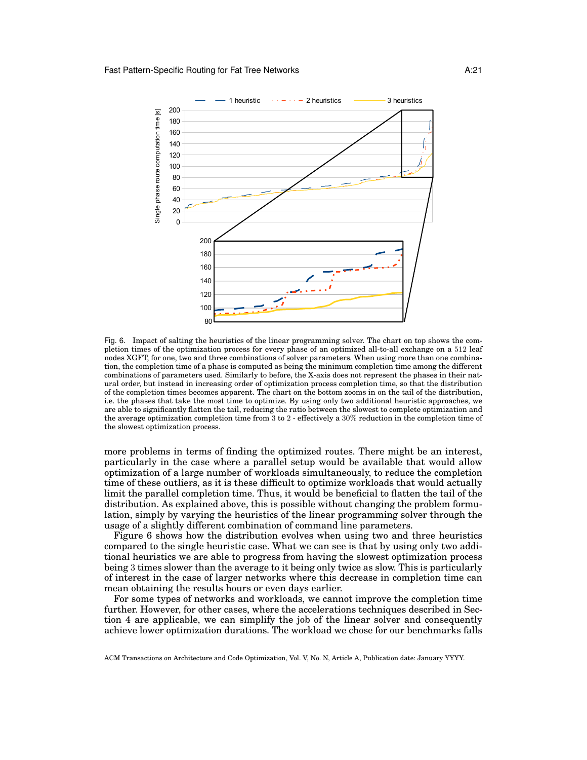1 heuristic
2 heuristics
3 heuristics

Single phase route computation time [s]

200
180
160
140
120
100
80
60
40
20
0

200
180
160
140
120
100
80

Fig. 6. Impact of salting the heuristics of the linear programming solver. The chart on top shows the completion times of the optimization process for every phase of an optimized all-to-all exchange on a 512 leaf nodes XGFT, for one, two and three combinations of solver parameters. When using more than one combination, the completion time of a phase is computed as being the minimum completion time among the different combinations of parameters used. Similarly to before, the X-axis does not represent the phases in their natural order, but instead in increasing order of optimization process completion time, so that the distribution of the completion times becomes apparent. The chart on the bottom zooms in on the tail of the distribution, i.e. the phases that take the most time to optimize. By using only two additional heuristic approaches, we are able to significantly flatten the tail, reducing the ratio between the slowest to complete optimization and the average optimization completion time from 3 to 2 - effectively a 30% reduction in the completion time of the slowest optimization process.

more problems in terms of finding the optimized routes. There might be an interest, particularly in the case where a parallel setup would be available that would allow optimization of a large number of workloads simultaneously, to reduce the completion time of these outliers, as it is these difficult to optimize workloads that would actually limit the parallel completion time. Thus, it would be beneficial to flatten the tail of the distribution. As explained above, this is possible without changing the problem formulation, simply by varying the heuristics of the linear programming solver through the usage of a slightly different combination of command line parameters.

Figure 6 shows how the distribution evolves when using two and three heuristics compared to the single heuristic case. What we can see is that by using only two additional heuristics we are able to progress from having the slowest optimization process being 3 times slower than the average to it being only twice as slow. This is particularly of interest in the case of larger networks where this decrease in completion time can mean obtaining the results hours or even days earlier.

For some types of networks and workloads, we cannot improve the completion time further. However, for other cases, where the accelerations techniques described in Section 4 are applicable, we can simplify the job of the linear solver and consequently achieve lower optimization durations. The workload we chose for our benchmarks falls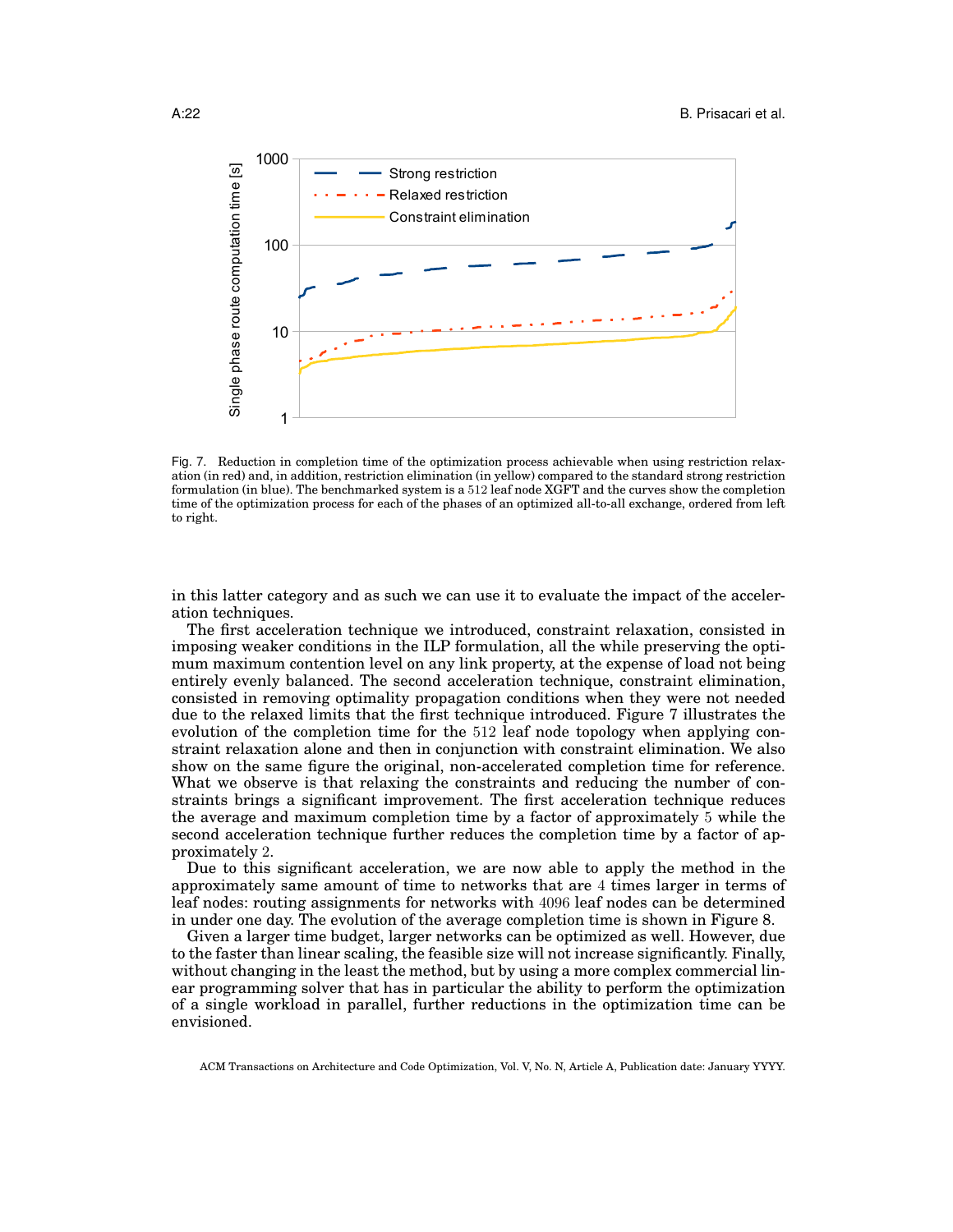Single phase route computation time [s]

1000

100

10

1

Strong restriction

Relaxed restriction

Constraint elimination

Fig. 7. Reduction in completion time of the optimization process achievable when using restriction relaxation (in red) and, in addition, restriction elimination (in yellow) compared to the standard strong restriction formulation (in blue). The benchmarked system is a 512 leaf node XGFT and the curves show the completion time of the optimization process for each of the phases of an optimized all-to-all exchange, ordered from left to right.

in this latter category and as such we can use it to evaluate the impact of the acceleration techniques.

The first acceleration technique we introduced, constraint relaxation, consisted in imposing weaker conditions in the ILP formulation, all the while preserving the optimum maximum contention level on any link property, at the expense of load not being entirely evenly balanced. The second acceleration technique, constraint elimination, consisted in removing optimality propagation conditions when they were not needed due to the relaxed limits that the first technique introduced. Figure 7 illustrates the evolution of the completion time for the 512 leaf node topology when applying constraint relaxation alone and then in conjunction with constraint elimination. We also show on the same figure the original, non-accelerated completion time for reference. What we observe is that relaxing the constraints and reducing the number of constraints brings a significant improvement. The first acceleration technique reduces the average and maximum completion time by a factor of approximately 5 while the second acceleration technique further reduces the completion time by a factor of approximately 2.

Due to this significant acceleration, we are now able to apply the method in the approximately same amount of time to networks that are 4 times larger in terms of leaf nodes: routing assignments for networks with 4096 leaf nodes can be determined in under one day. The evolution of the average completion time is shown in Figure 8.

Given a larger time budget, larger networks can be optimized as well. However, due to the faster than linear scaling, the feasible size will not increase significantly. Finally, without changing in the least the method, but by using a more complex commercial linear programming solver that has in particular the ability to perform the optimization of a single workload in parallel, further reductions in the optimization time can be envisioned.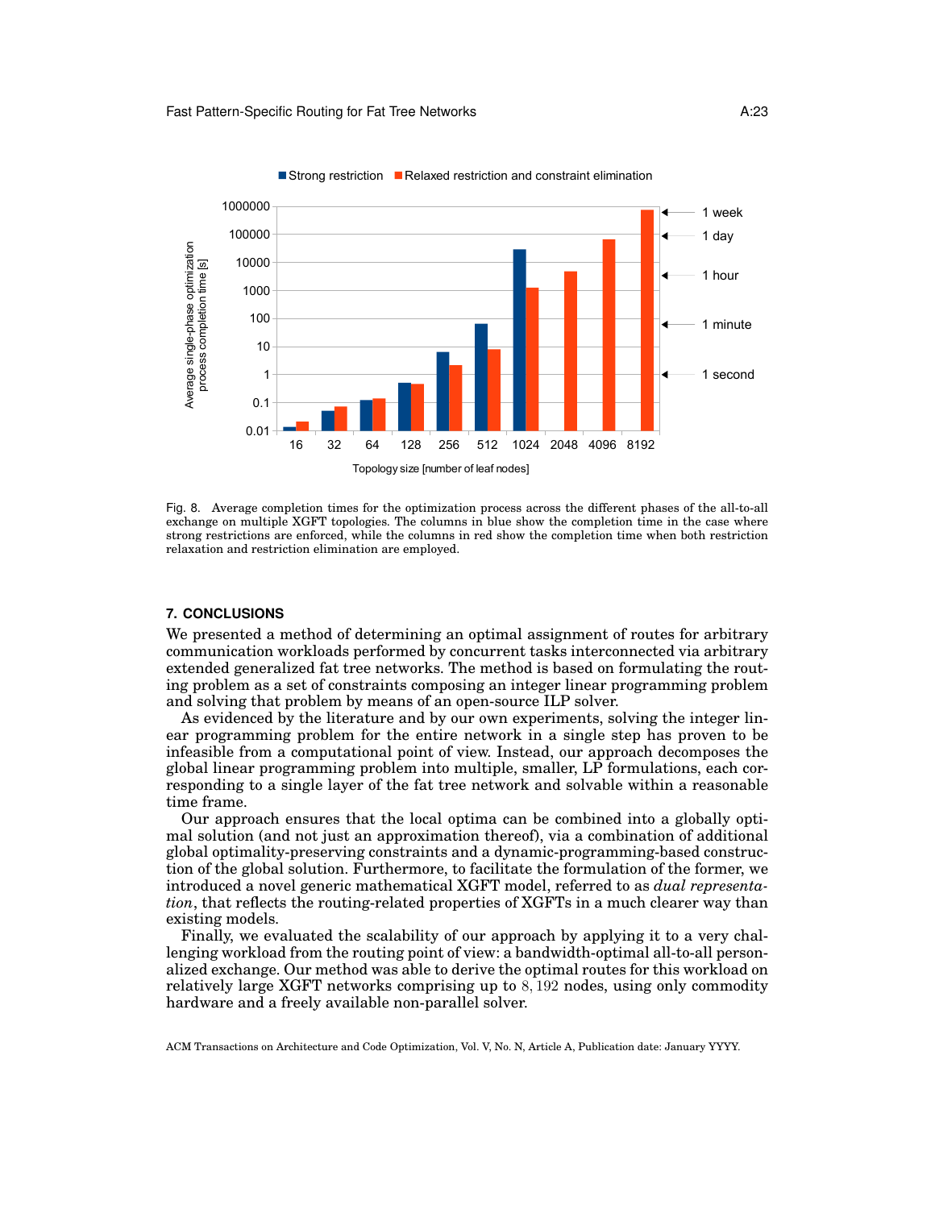Strong restriction
Relaxed restriction and constraint elimination

Average single-phase optimization process completion time [s]

1000000
100000
10000
1000
100
10
1
0.1
0.01

1 week
1 day
1 hour
1 minute
1 second

16 32 64 128 256 512 1024 2048 4096 8192

Topology size [number of leaf nodes]

Fig. 8. Average completion times for the optimization process across the different phases of the all-to-all exchange on multiple XGFT topologies. The columns in blue show the completion time in the case where strong restrictions are enforced, while the columns in red show the completion time when both restriction relaxation and restriction elimination are employed.

## 7. CONCLUSIONS

We presented a method of determining an optimal assignment of routes for arbitrary communication workloads performed by concurrent tasks interconnected via arbitrary extended generalized fat tree networks. The method is based on formulating the routing problem as a set of constraints composing an integer linear programming problem and solving that problem by means of an open-source ILP solver.

As evidenced by the literature and by our own experiments, solving the integer linear programming problem for the entire network in a single step has proven to be infeasible from a computational point of view. Instead, our approach decomposes the global linear programming problem into multiple, smaller, LP formulations, each corresponding to a single layer of the fat tree network and solvable within a reasonable time frame.

Our approach ensures that the local optima can be combined into a globally optimal solution (and not just an approximation thereof), via a combination of additional global optimality-preserving constraints and a dynamic-programming-based construction of the global solution. Furthermore, to facilitate the formulation of the former, we introduced a novel generic mathematical XGFT model, referred to as *dual representation*, that reflects the routing-related properties of XGFTs in a much clearer way than existing models.

Finally, we evaluated the scalability of our approach by applying it to a very challenging workload from the routing point of view: a bandwidth-optimal all-to-all personalized exchange. Our method was able to derive the optimal routes for this workload on relatively large XGFT networks comprising up to $8,192$ nodes, using only commodity hardware and a freely available non-parallel solver.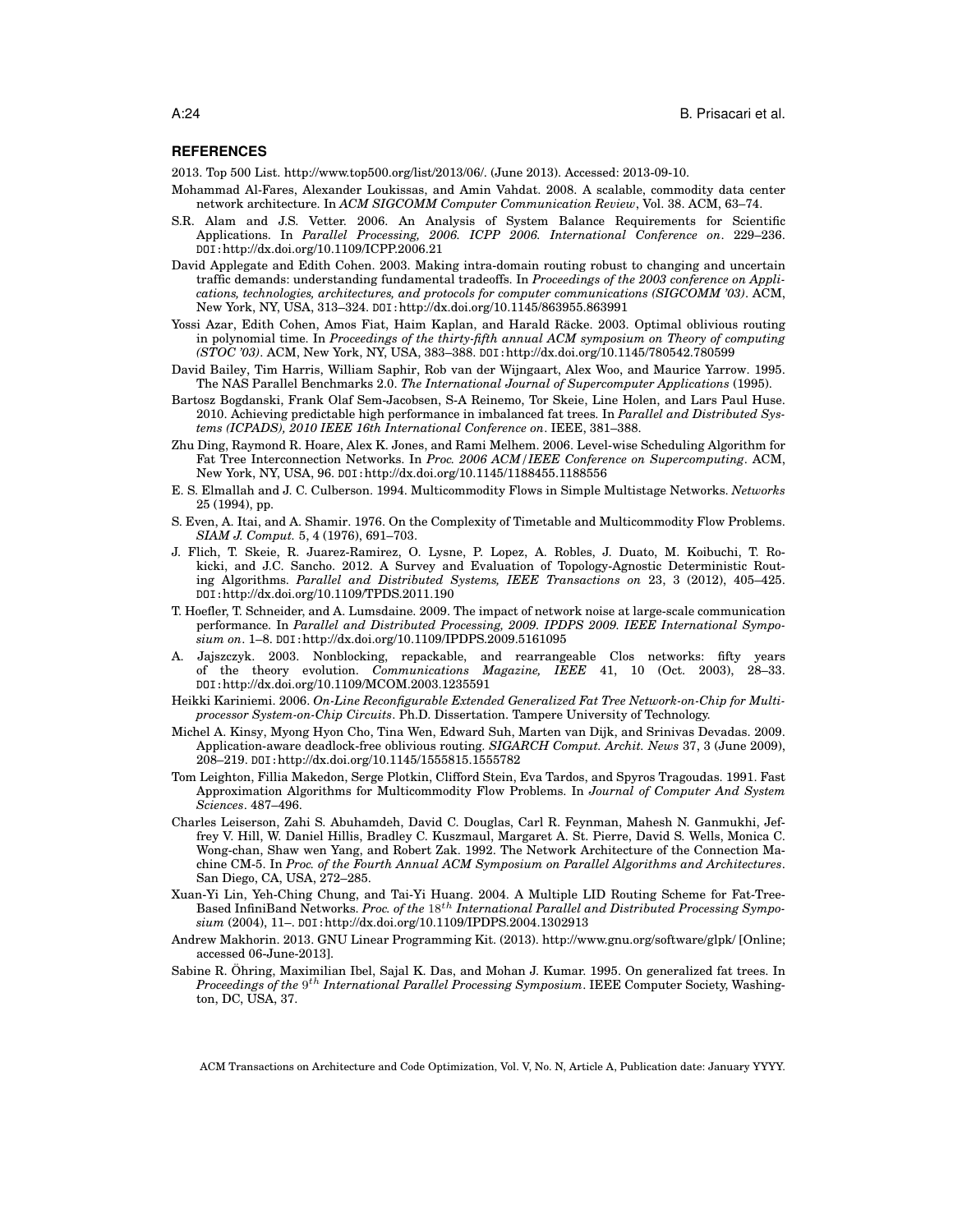## REFERENCES

2013. Top 500 List. http://www.top500.org/list/2013/06/. (June 2013). Accessed: 2013-09-10.

Mohammad Al-Fares, Alexander Loukissas, and Amin Vahdat. 2008. A scalable, commodity data center network architecture. In *ACM SIGCOMM Computer Communication Review*, Vol. 38. ACM, 63–74.

S.R. Alam and J.S. Vetter. 2006. An Analysis of System Balance Requirements for Scientific Applications. In *Parallel Processing, 2006. ICPP 2006. International Conference on*. 229–236. DOI:http://dx.doi.org/10.1109/ICPP.2006.21

David Applegate and Edith Cohen. 2003. Making intra-domain routing robust to changing and uncertain traffic demands: understanding fundamental tradeoffs. In *Proceedings of the 2003 conference on Applications, technologies, architectures, and protocols for computer communications (SIGCOMM '03)*. ACM, New York, NY, USA, 313–324. DOI:http://dx.doi.org/10.1145/863955.863991

Yossi Azar, Edith Cohen, Amos Fiat, Haim Kaplan, and Harald Räcke. 2003. Optimal oblivious routing in polynomial time. In *Proceedings of the thirty-fifth annual ACM symposium on Theory of computing (STOC '03)*. ACM, New York, NY, USA, 383–388. DOI:http://dx.doi.org/10.1145/780542.780599

David Bailey, Tim Harris, William Saphir, Rob van der Wijngaart, Alex Woo, and Maurice Yarrow. 1995. The NAS Parallel Benchmarks 2.0. *The International Journal of Supercomputer Applications* (1995).

Bartosz Bogdanski, Frank Olaf Sem-Jacobsen, S-A Reinemo, Tor Skeie, Line Holen, and Lars Paul Huse. 2010. Achieving predictable high performance in imbalanced fat trees. In *Parallel and Distributed Systems (ICPADS), 2010 IEEE 16th International Conference on*. IEEE, 381–388.

Zhu Ding, Raymond R. Hoare, Alex K. Jones, and Rami Melhem. 2006. Level-wise Scheduling Algorithm for Fat Tree Interconnection Networks. In *Proc. 2006 ACM/IEEE Conference on Supercomputing*. ACM, New York, NY, USA, 96. DOI:http://dx.doi.org/10.1145/1188455.1188556

E. S. Elmallah and J. C. Culberson. 1994. Multicommodity Flows in Simple Multistage Networks. *Networks* 25 (1994), pp.

S. Even, A. Itai, and A. Shamir. 1976. On the Complexity of Timetable and Multicommodity Flow Problems. *SIAM J. Comput.* 5, 4 (1976), 691–703.

J. Flich, T. Skeie, R. Juarez-Ramirez, O. Lysne, P. Lopez, A. Robles, J. Duato, M. Koibuchi, T. Rokicki, and J.C. Sancho. 2012. A Survey and Evaluation of Topology-Agnostic Deterministic Routing Algorithms. *Parallel and Distributed Systems, IEEE Transactions on* 23, 3 (2012), 405–425. DOI:http://dx.doi.org/10.1109/TPDS.2011.190

T. Hoefler, T. Schneider, and A. Lumsdaine. 2009. The impact of network noise at large-scale communication performance. In *Parallel and Distributed Processing, 2009. IPDPS 2009. IEEE International Symposium on*. 1–8. DOI:http://dx.doi.org/10.1109/IPDPS.2009.5161095

A. Jajszczyk. 2003. Nonblocking, repackable, and rearrangeable Clos networks: fifty years of the theory evolution. *Communications Magazine, IEEE* 41, 10 (Oct. 2003), 28–33. DOI:http://dx.doi.org/10.1109/MCOM.2003.1235591

Heikki Kariniemi. 2006. *On-Line Reconfigurable Extended Generalized Fat Tree Network-on-Chip for Multiprocessor System-on-Chip Circuits*. Ph.D. Dissertation. Tampere University of Technology.

Michel A. Kinsy, Myong Hyon Cho, Tina Wen, Edward Suh, Marten van Dijk, and Srinivas Devadas. 2009. Application-aware deadlock-free oblivious routing. *SIGARCH Comput. Archit. News* 37, 3 (June 2009), 208–219. DOI:http://dx.doi.org/10.1145/1555815.1555782

Tom Leighton, Fillia Makedon, Serge Plotkin, Clifford Stein, Eva Tardos, and Spyros Tragoudas. 1991. Fast Approximation Algorithms for Multicommodity Flow Problems. In *Journal of Computer And System Sciences*. 487–496.

Charles Leiserson, Zahi S. Abuhamdeh, David C. Douglas, Carl R. Feynman, Mahesh N. Ganmukhi, Jeffrey V. Hill, W. Daniel Hillis, Bradley C. Kuszmaul, Margaret A. St. Pierre, David S. Wells, Monica C. Wong-chan, Shaw wen Yang, and Robert Zak. 1992. The Network Architecture of the Connection Machine CM-5. In *Proc. of the Fourth Annual ACM Symposium on Parallel Algorithms and Architectures*. San Diego, CA, USA, 272–285.

Xuan-Yi Lin, Yeh-Ching Chung, and Tai-Yi Huang. 2004. A Multiple LID Routing Scheme for Fat-Tree-Based InfiniBand Networks. *Proc. of the $18^{th}$ International Parallel and Distributed Processing Symposium* (2004), 11–. DOI:http://dx.doi.org/10.1109/IPDPS.2004.1302913

Andrew Makhorin. 2013. GNU Linear Programming Kit. (2013). http://www.gnu.org/software/glpk/ [Online; accessed 06-June-2013].

Sabine R. Öhring, Maximilian Ibel, Sajal K. Das, and Mohan J. Kumar. 1995. On generalized fat trees. In *Proceedings of the $9^{th}$ International Parallel Processing Symposium*. IEEE Computer Society, Washington, DC, USA, 37.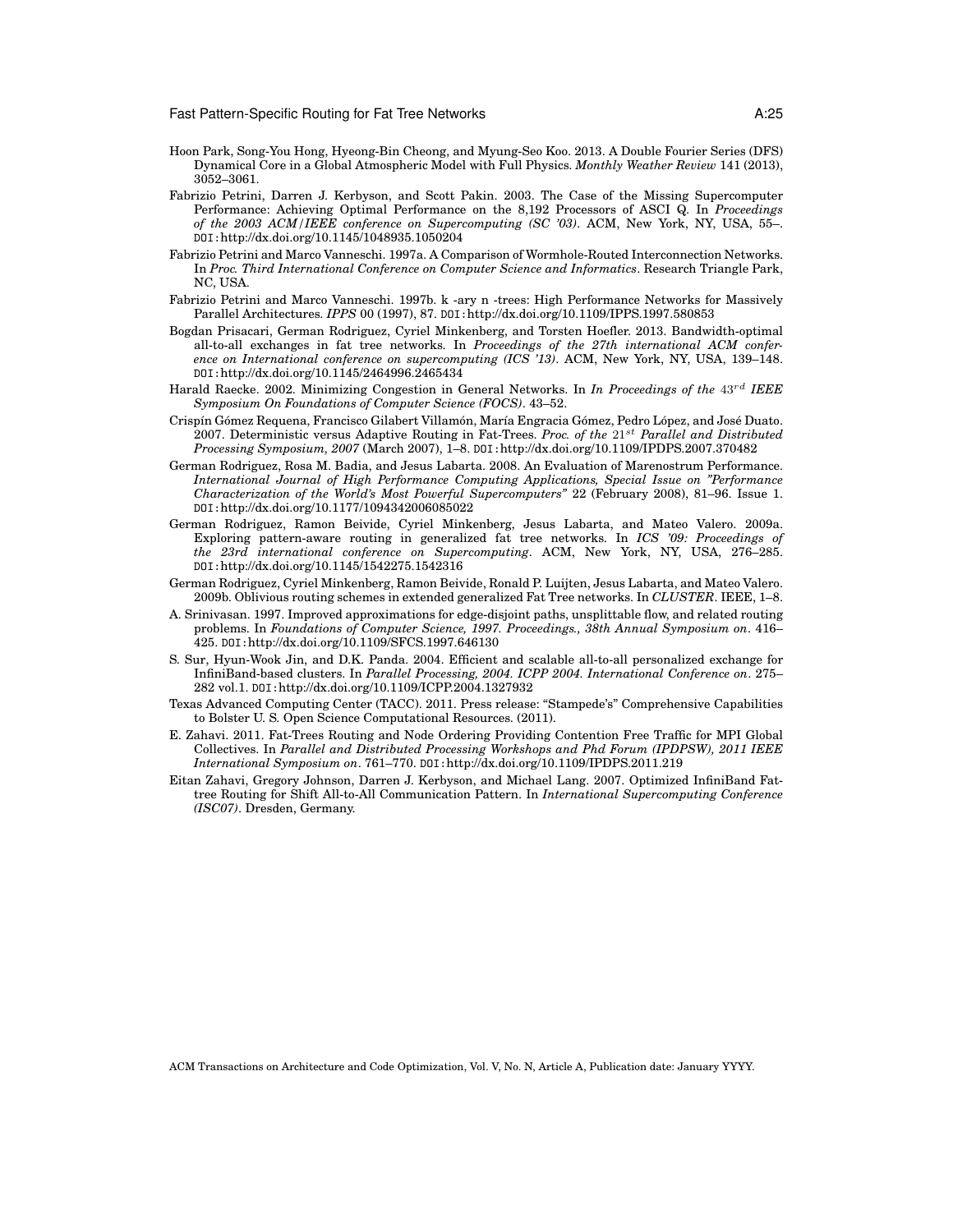Hoon Park, Song-You Hong, Hyeong-Bin Cheong, and Myung-Seo Koo. 2013. A Double Fourier Series (DFS) Dynamical Core in a Global Atmospheric Model with Full Physics. *Monthly Weather Review* 141 (2013), 3052–3061.

Fabrizio Petrini, Darren J. Kerbyson, and Scott Pakin. 2003. The Case of the Missing Supercomputer Performance: Achieving Optimal Performance on the 8,192 Processors of ASCI Q. In *Proceedings of the 2003 ACM/IEEE conference on Supercomputing (SC '03)*. ACM, New York, NY, USA, 55–. DOI:http://dx.doi.org/10.1145/1048935.1050204

Fabrizio Petrini and Marco Vanneschi. 1997a. A Comparison of Wormhole-Routed Interconnection Networks. In *Proc. Third International Conference on Computer Science and Informatics*. Research Triangle Park, NC, USA.

Fabrizio Petrini and Marco Vanneschi. 1997b. k -ary n -trees: High Performance Networks for Massively Parallel Architectures. *IPPS* 00 (1997), 87. DOI:http://dx.doi.org/10.1109/IPPS.1997.580853

Bogdan Prisacari, German Rodriguez, Cyriel Minkenberg, and Torsten Hoefler. 2013. Bandwidth-optimal all-to-all exchanges in fat tree networks. In *Proceedings of the 27th international ACM conference on International conference on supercomputing (ICS '13)*. ACM, New York, NY, USA, 139–148. DOI:http://dx.doi.org/10.1145/2464996.2465434

Harald Raecke. 2002. Minimizing Congestion in General Networks. In *In Proceedings of the* $43^{rd}$ *IEEE Symposium On Foundations of Computer Science (FOCS)*. 43–52.

Crispín Gómez Requena, Francisco Gilabert Villamón, María Engracia Gómez, Pedro López, and José Duato. 2007. Deterministic versus Adaptive Routing in Fat-Trees. *Proc. of the* $21^{st}$ *Parallel and Distributed Processing Symposium, 2007* (March 2007), 1–8. DOI:http://dx.doi.org/10.1109/IPDPS.2007.370482

German Rodriguez, Rosa M. Badia, and Jesus Labarta. 2008. An Evaluation of Marenostrum Performance. *International Journal of High Performance Computing Applications, Special Issue on "Performance Characterization of the World's Most Powerful Supercomputers"* 22 (February 2008), 81–96. Issue 1. DOI:http://dx.doi.org/10.1177/1094342006085022

German Rodriguez, Ramon Beivide, Cyriel Minkenberg, Jesus Labarta, and Mateo Valero. 2009a. Exploring pattern-aware routing in generalized fat tree networks. In *ICS '09: Proceedings of the 23rd international conference on Supercomputing*. ACM, New York, NY, USA, 276–285. DOI:http://dx.doi.org/10.1145/1542275.1542316

German Rodriguez, Cyriel Minkenberg, Ramon Beivide, Ronald P. Luijten, Jesus Labarta, and Mateo Valero. 2009b. Oblivious routing schemes in extended generalized Fat Tree networks. In *CLUSTER*. IEEE, 1–8.

A. Srinivasan. 1997. Improved approximations for edge-disjoint paths, unsplittable flow, and related routing problems. In *Foundations of Computer Science, 1997. Proceedings., 38th Annual Symposium on*. 416–425. DOI:http://dx.doi.org/10.1109/SFCS.1997.646130

S. Sur, Hyun-Wook Jin, and D.K. Panda. 2004. Efficient and scalable all-to-all personalized exchange for InfiniBand-based clusters. In *Parallel Processing, 2004. ICPP 2004. International Conference on*. 275–282 vol.1. DOI:http://dx.doi.org/10.1109/ICPP.2004.1327932

Texas Advanced Computing Center (TACC). 2011. Press release: "Stampede's" Comprehensive Capabilities to Bolster U. S. Open Science Computational Resources. (2011).

E. Zahavi. 2011. Fat-Trees Routing and Node Ordering Providing Contention Free Traffic for MPI Global Collectives. In *Parallel and Distributed Processing Workshops and Phd Forum (IPDPSW), 2011 IEEE International Symposium on*. 761–770. DOI:http://dx.doi.org/10.1109/IPDPS.2011.219

Eitan Zahavi, Gregory Johnson, Darren J. Kerbyson, and Michael Lang. 2007. Optimized InfiniBand Fat-tree Routing for Shift All-to-All Communication Pattern. In *International Supercomputing Conference (ISC07)*. Dresden, Germany.